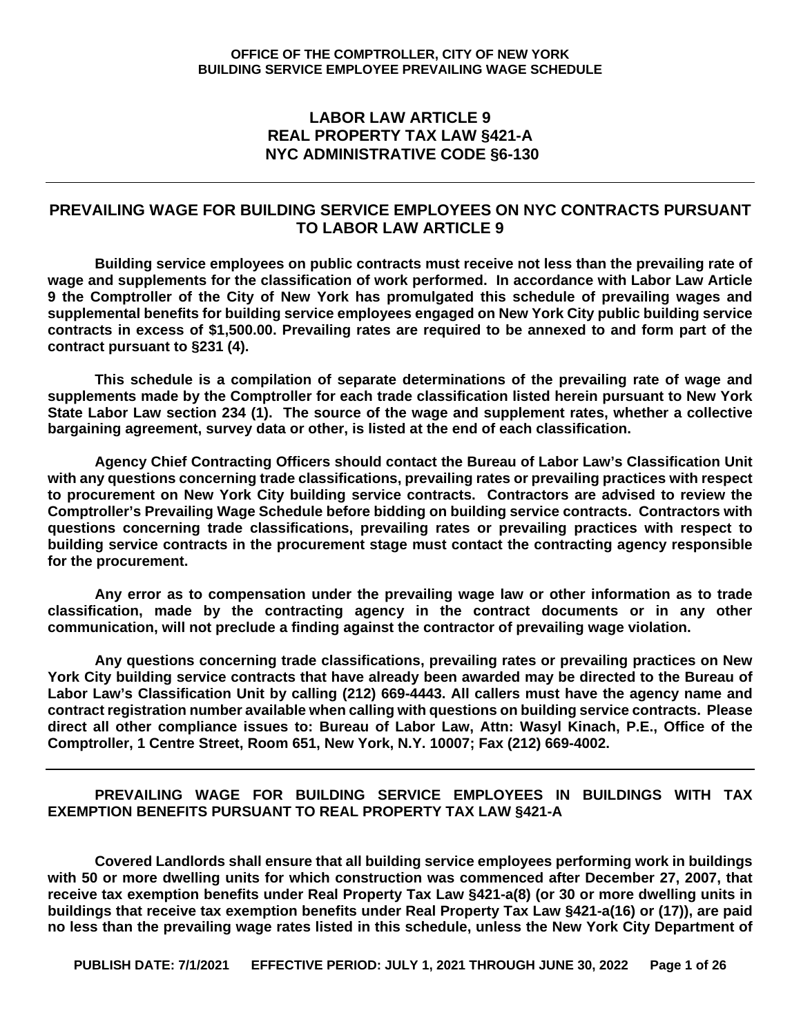OFFICE OF THE COMPTROLLER, CITY OF NEW YORK
BUILDING SERVICE EMPLOYEE PREVAILING WAGE SCHEDULE

# LABOR LAW ARTICLE 9
# REAL PROPERTY TAX LAW §421-A
# NYC ADMINISTRATIVE CODE §6-130

---

## PREVAILING WAGE FOR BUILDING SERVICE EMPLOYEES ON NYC CONTRACTS PURSUANT TO LABOR LAW ARTICLE 9

**Building service employees on public contracts must receive not less than the prevailing rate of wage and supplements for the classification of work performed. In accordance with Labor Law Article 9 the Comptroller of the City of New York has promulgated this schedule of prevailing wages and supplemental benefits for building service employees engaged on New York City public building service contracts in excess of $1,500.00. Prevailing rates are required to be annexed to and form part of the contract pursuant to §231 (4).**

**This schedule is a compilation of separate determinations of the prevailing rate of wage and supplements made by the Comptroller for each trade classification listed herein pursuant to New York State Labor Law section 234 (1). The source of the wage and supplement rates, whether a collective bargaining agreement, survey data or other, is listed at the end of each classification.**

**Agency Chief Contracting Officers should contact the Bureau of Labor Law's Classification Unit with any questions concerning trade classifications, prevailing rates or prevailing practices with respect to procurement on New York City building service contracts. Contractors are advised to review the Comptroller's Prevailing Wage Schedule before bidding on building service contracts. Contractors with questions concerning trade classifications, prevailing rates or prevailing practices with respect to building service contracts in the procurement stage must contact the contracting agency responsible for the procurement.**

**Any error as to compensation under the prevailing wage law or other information as to trade classification, made by the contracting agency in the contract documents or in any other communication, will not preclude a finding against the contractor of prevailing wage violation.**

**Any questions concerning trade classifications, prevailing rates or prevailing practices on New York City building service contracts that have already been awarded may be directed to the Bureau of Labor Law's Classification Unit by calling (212) 669-4443. All callers must have the agency name and contract registration number available when calling with questions on building service contracts. Please direct all other compliance issues to: Bureau of Labor Law, Attn: Wasyl Kinach, P.E., Office of the Comptroller, 1 Centre Street, Room 651, New York, N.Y. 10007; Fax (212) 669-4002.**

---

## PREVAILING WAGE FOR BUILDING SERVICE EMPLOYEES IN BUILDINGS WITH TAX EXEMPTION BENEFITS PURSUANT TO REAL PROPERTY TAX LAW §421-A

**Covered Landlords shall ensure that all building service employees performing work in buildings with 50 or more dwelling units for which construction was commenced after December 27, 2007, that receive tax exemption benefits under Real Property Tax Law §421-a(8) (or 30 or more dwelling units in buildings that receive tax exemption benefits under Real Property Tax Law §421-a(16) or (17)), are paid no less than the prevailing wage rates listed in this schedule, unless the New York City Department of**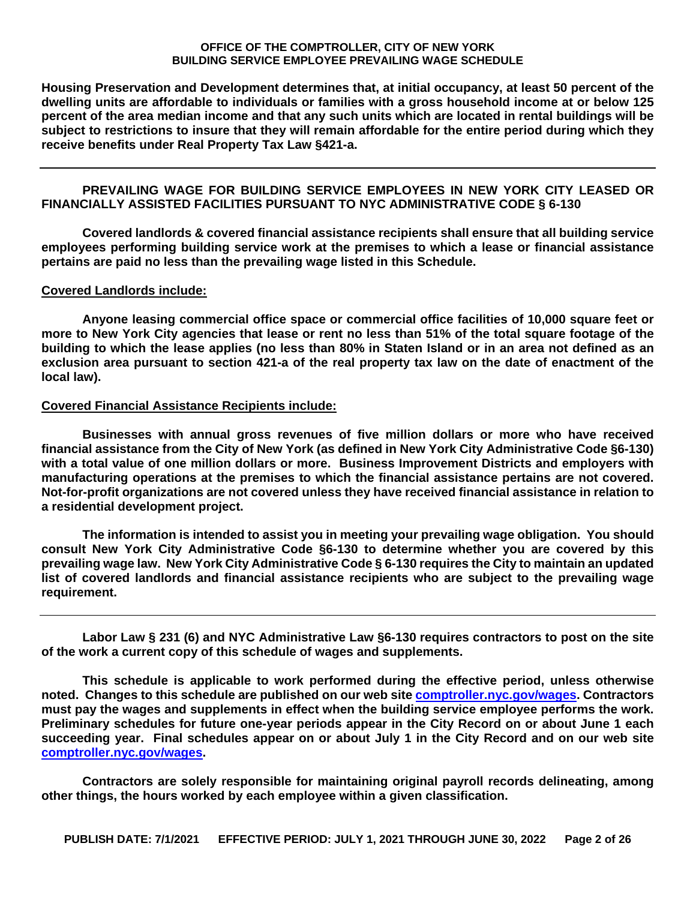Housing Preservation and Development determines that, at initial occupancy, at least 50 percent of the dwelling units are affordable to individuals or families with a gross household income at or below 125 percent of the area median income and that any such units which are located in rental buildings will be subject to restrictions to insure that they will remain affordable for the entire period during which they receive benefits under Real Property Tax Law §421-a.

---

## PREVAILING WAGE FOR BUILDING SERVICE EMPLOYEES IN NEW YORK CITY LEASED OR FINANCIALLY ASSISTED FACILITIES PURSUANT TO NYC ADMINISTRATIVE CODE § 6-130

**Covered landlords & covered financial assistance recipients shall ensure that all building service employees performing building service work at the premises to which a lease or financial assistance pertains are paid no less than the prevailing wage listed in this Schedule.**

**Covered Landlords include:**

**Anyone leasing commercial office space or commercial office facilities of 10,000 square feet or more to New York City agencies that lease or rent no less than 51% of the total square footage of the building to which the lease applies (no less than 80% in Staten Island or in an area not defined as an exclusion area pursuant to section 421-a of the real property tax law on the date of enactment of the local law).**

**Covered Financial Assistance Recipients include:**

**Businesses with annual gross revenues of five million dollars or more who have received financial assistance from the City of New York (as defined in New York City Administrative Code §6-130) with a total value of one million dollars or more. Business Improvement Districts and employers with manufacturing operations at the premises to which the financial assistance pertains are not covered. Not-for-profit organizations are not covered unless they have received financial assistance in relation to a residential development project.**

**The information is intended to assist you in meeting your prevailing wage obligation. You should consult New York City Administrative Code §6-130 to determine whether you are covered by this prevailing wage law. New York City Administrative Code § 6-130 requires the City to maintain an updated list of covered landlords and financial assistance recipients who are subject to the prevailing wage requirement.**

---

**Labor Law § 231 (6) and NYC Administrative Law §6-130 requires contractors to post on the site of the work a current copy of this schedule of wages and supplements.**

**This schedule is applicable to work performed during the effective period, unless otherwise noted. Changes to this schedule are published on our web site [comptroller.nyc.gov/wages](comptroller.nyc.gov/wages). Contractors must pay the wages and supplements in effect when the building service employee performs the work. Preliminary schedules for future one-year periods appear in the City Record on or about June 1 each succeeding year. Final schedules appear on or about July 1 in the City Record and on our web site [comptroller.nyc.gov/wages](comptroller.nyc.gov/wages).**

**Contractors are solely responsible for maintaining original payroll records delineating, among other things, the hours worked by each employee within a given classification.**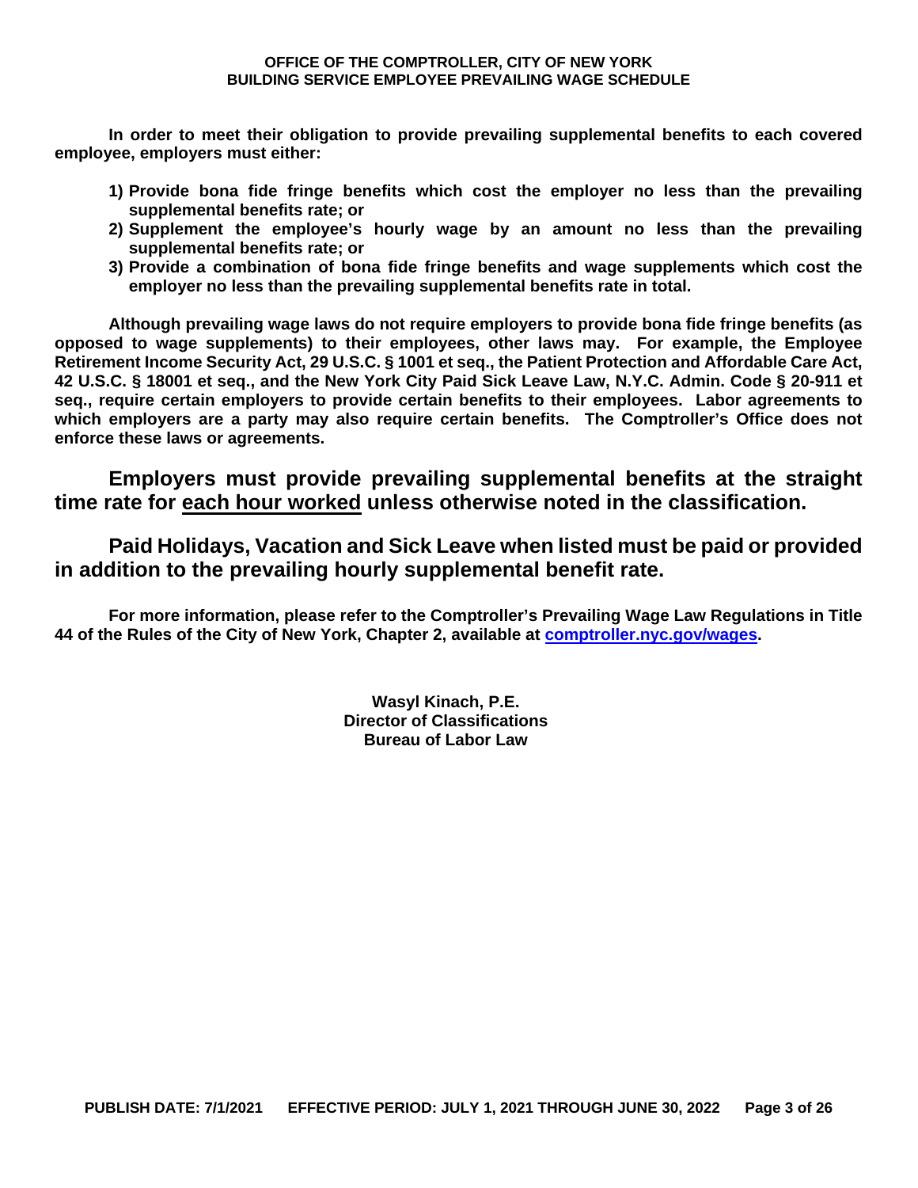**In order to meet their obligation to provide prevailing supplemental benefits to each covered employee, employers must either:**

1) **Provide bona fide fringe benefits which cost the employer no less than the prevailing supplemental benefits rate; or**
2) **Supplement the employee's hourly wage by an amount no less than the prevailing supplemental benefits rate; or**
3) **Provide a combination of bona fide fringe benefits and wage supplements which cost the employer no less than the prevailing supplemental benefits rate in total.**

**Although prevailing wage laws do not require employers to provide bona fide fringe benefits (as opposed to wage supplements) to their employees, other laws may. For example, the Employee Retirement Income Security Act, 29 U.S.C. § 1001 et seq., the Patient Protection and Affordable Care Act, 42 U.S.C. § 18001 et seq., and the New York City Paid Sick Leave Law, N.Y.C. Admin. Code § 20-911 et seq., require certain employers to provide certain benefits to their employees. Labor agreements to which employers are a party may also require certain benefits. The Comptroller's Office does not enforce these laws or agreements.**

## Employers must provide prevailing supplemental benefits at the straight time rate for each hour worked unless otherwise noted in the classification.

## Paid Holidays, Vacation and Sick Leave when listed must be paid or provided in addition to the prevailing hourly supplemental benefit rate.

**For more information, please refer to the Comptroller's Prevailing Wage Law Regulations in Title 44 of the Rules of the City of New York, Chapter 2, available at [comptroller.nyc.gov/wages](comptroller.nyc.gov/wages).**

**Wasyl Kinach, P.E.**
**Director of Classifications**
**Bureau of Labor Law**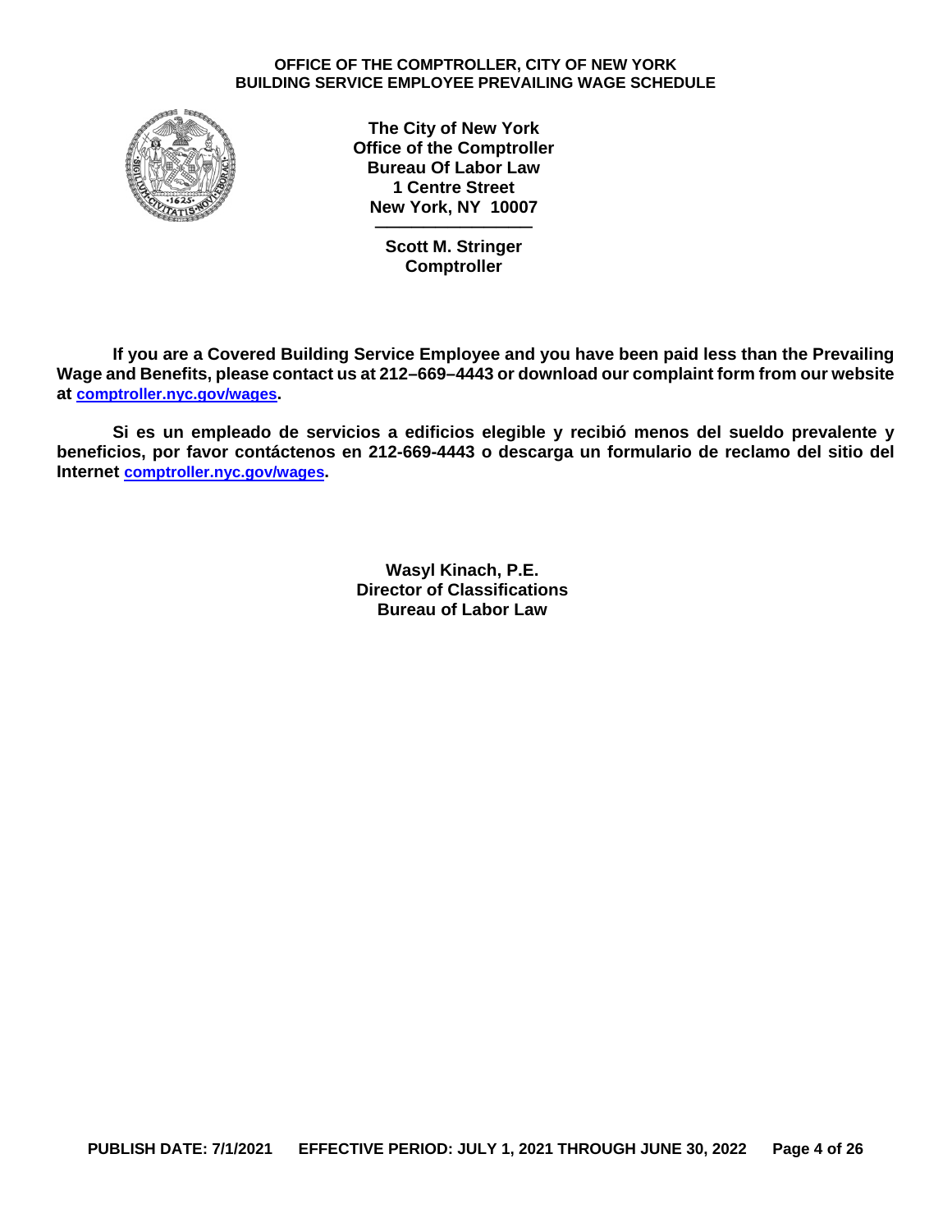**The City of New York**
**Office of the Comptroller**
**Bureau Of Labor Law**
**1 Centre Street**
**New York, NY 10007**

---

**Scott M. Stringer**
**Comptroller**

**If you are a Covered Building Service Employee and you have been paid less than the Prevailing Wage and Benefits, please contact us at 212–669–4443 or download our complaint form from our website at comptroller.nyc.gov/wages.**

**Si es un empleado de servicios a edificios elegible y recibió menos del sueldo prevalente y beneficios, por favor contáctenos en 212-669-4443 o descarga un formulario de reclamo del sitio del Internet comptroller.nyc.gov/wages.**

**Wasyl Kinach, P.E.**
**Director of Classifications**
**Bureau of Labor Law**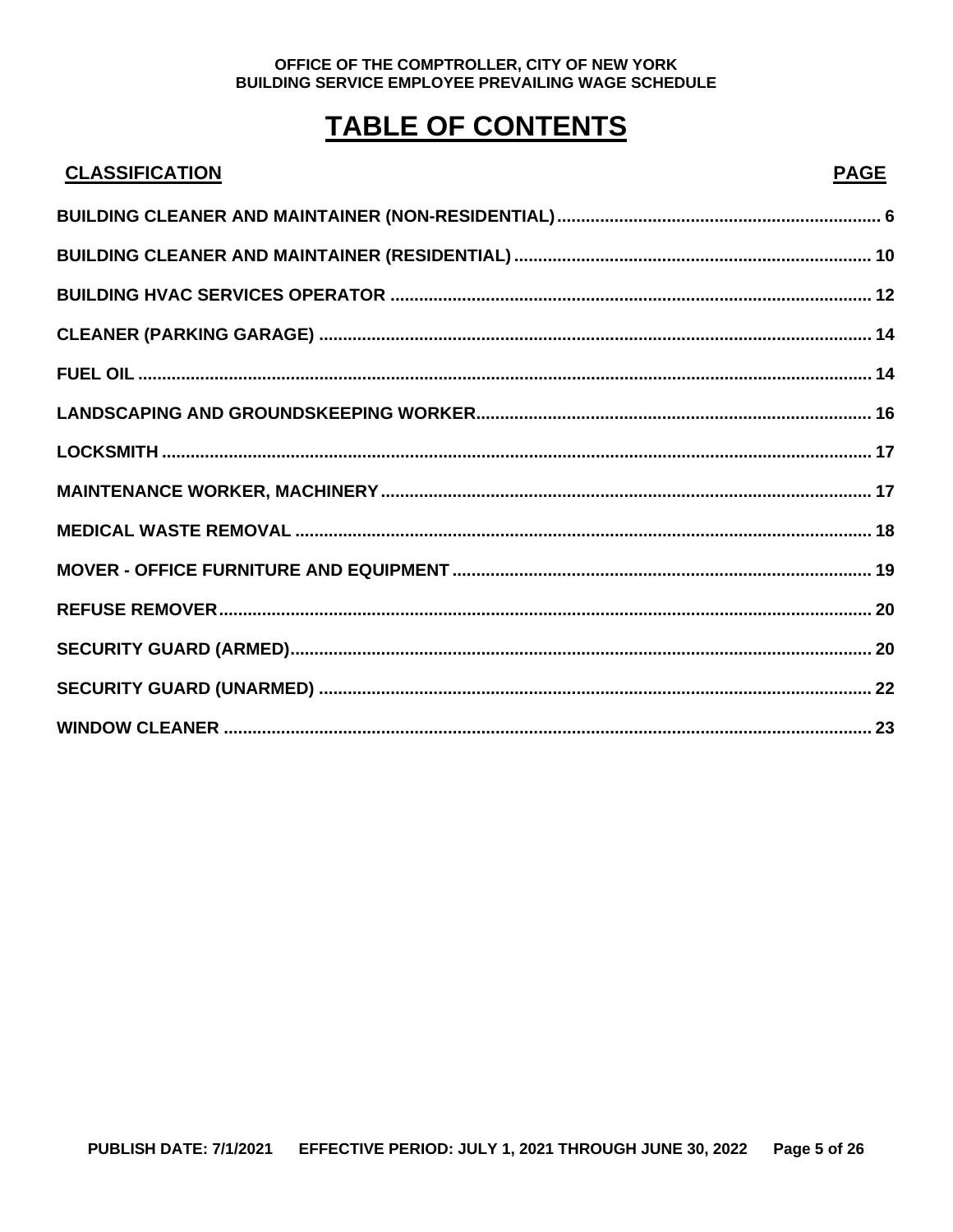# TABLE OF CONTENTS

| CLASSIFICATION | PAGE |
| --- | --- |
| BUILDING CLEANER AND MAINTAINER (NON-RESIDENTIAL) | 6 |
| BUILDING CLEANER AND MAINTAINER (RESIDENTIAL) | 10 |
| BUILDING HVAC SERVICES OPERATOR | 12 |
| CLEANER (PARKING GARAGE) | 14 |
| FUEL OIL | 14 |
| LANDSCAPING AND GROUNDSKEEPING WORKER | 16 |
| LOCKSMITH | 17 |
| MAINTENANCE WORKER, MACHINERY | 17 |
| MEDICAL WASTE REMOVAL | 18 |
| MOVER - OFFICE FURNITURE AND EQUIPMENT | 19 |
| REFUSE REMOVER | 20 |
| SECURITY GUARD (ARMED) | 20 |
| SECURITY GUARD (UNARMED) | 22 |
| WINDOW CLEANER | 23 |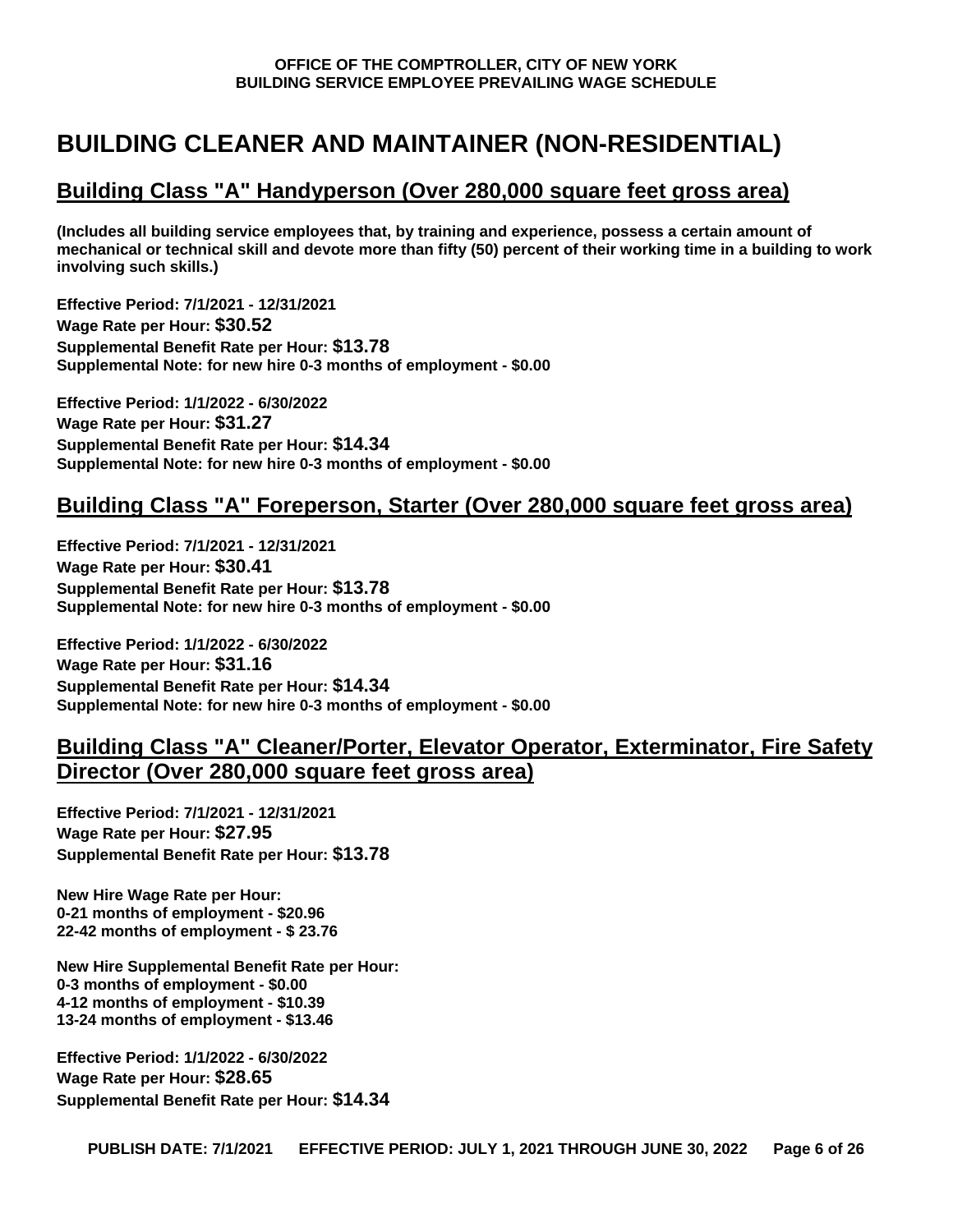# BUILDING CLEANER AND MAINTAINER (NON-RESIDENTIAL)

## Building Class "A" Handyperson (Over 280,000 square feet gross area)

**(Includes all building service employees that, by training and experience, possess a certain amount of mechanical or technical skill and devote more than fifty (50) percent of their working time in a building to work involving such skills.)**

**Effective Period: 7/1/2021 - 12/31/2021**
**Wage Rate per Hour: $30.52**
**Supplemental Benefit Rate per Hour: $13.78**
**Supplemental Note: for new hire 0-3 months of employment - $0.00**

**Effective Period: 1/1/2022 - 6/30/2022**
**Wage Rate per Hour: $31.27**
**Supplemental Benefit Rate per Hour: $14.34**
**Supplemental Note: for new hire 0-3 months of employment - $0.00**

## Building Class "A" Foreperson, Starter (Over 280,000 square feet gross area)

**Effective Period: 7/1/2021 - 12/31/2021**
**Wage Rate per Hour: $30.41**
**Supplemental Benefit Rate per Hour: $13.78**
**Supplemental Note: for new hire 0-3 months of employment - $0.00**

**Effective Period: 1/1/2022 - 6/30/2022**
**Wage Rate per Hour: $31.16**
**Supplemental Benefit Rate per Hour: $14.34**
**Supplemental Note: for new hire 0-3 months of employment - $0.00**

## Building Class "A" Cleaner/Porter, Elevator Operator, Exterminator, Fire Safety Director (Over 280,000 square feet gross area)

**Effective Period: 7/1/2021 - 12/31/2021**
**Wage Rate per Hour: $27.95**
**Supplemental Benefit Rate per Hour: $13.78**

**New Hire Wage Rate per Hour:**
**0-21 months of employment - $20.96**
**22-42 months of employment - $ 23.76**

**New Hire Supplemental Benefit Rate per Hour:**
**0-3 months of employment - $0.00**
**4-12 months of employment - $10.39**
**13-24 months of employment - $13.46**

**Effective Period: 1/1/2022 - 6/30/2022**
**Wage Rate per Hour: $28.65**
**Supplemental Benefit Rate per Hour: $14.34**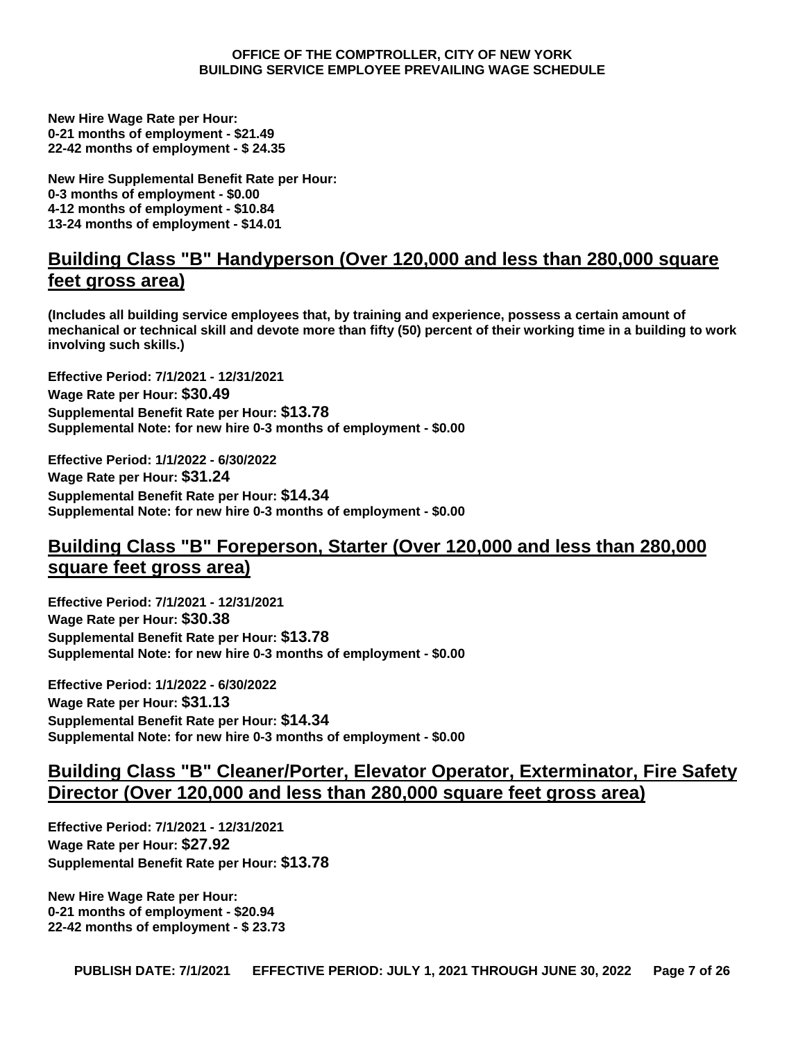**New Hire Wage Rate per Hour:**
**0-21 months of employment - $21.49**
**22-42 months of employment - $ 24.35**

**New Hire Supplemental Benefit Rate per Hour:**
**0-3 months of employment - $0.00**
**4-12 months of employment - $10.84**
**13-24 months of employment - $14.01**

## Building Class "B" Handyperson (Over 120,000 and less than 280,000 square feet gross area)

**(Includes all building service employees that, by training and experience, possess a certain amount of mechanical or technical skill and devote more than fifty (50) percent of their working time in a building to work involving such skills.)**

**Effective Period: 7/1/2021 - 12/31/2021**
**Wage Rate per Hour: $30.49**
**Supplemental Benefit Rate per Hour: $13.78**
**Supplemental Note: for new hire 0-3 months of employment - $0.00**

**Effective Period: 1/1/2022 - 6/30/2022**
**Wage Rate per Hour: $31.24**
**Supplemental Benefit Rate per Hour: $14.34**
**Supplemental Note: for new hire 0-3 months of employment - $0.00**

## Building Class "B" Foreperson, Starter (Over 120,000 and less than 280,000 square feet gross area)

**Effective Period: 7/1/2021 - 12/31/2021**
**Wage Rate per Hour: $30.38**
**Supplemental Benefit Rate per Hour: $13.78**
**Supplemental Note: for new hire 0-3 months of employment - $0.00**

**Effective Period: 1/1/2022 - 6/30/2022**
**Wage Rate per Hour: $31.13**
**Supplemental Benefit Rate per Hour: $14.34**
**Supplemental Note: for new hire 0-3 months of employment - $0.00**

## Building Class "B" Cleaner/Porter, Elevator Operator, Exterminator, Fire Safety Director (Over 120,000 and less than 280,000 square feet gross area)

**Effective Period: 7/1/2021 - 12/31/2021**
**Wage Rate per Hour: $27.92**
**Supplemental Benefit Rate per Hour: $13.78**

**New Hire Wage Rate per Hour:**
**0-21 months of employment - $20.94**
**22-42 months of employment - $ 23.73**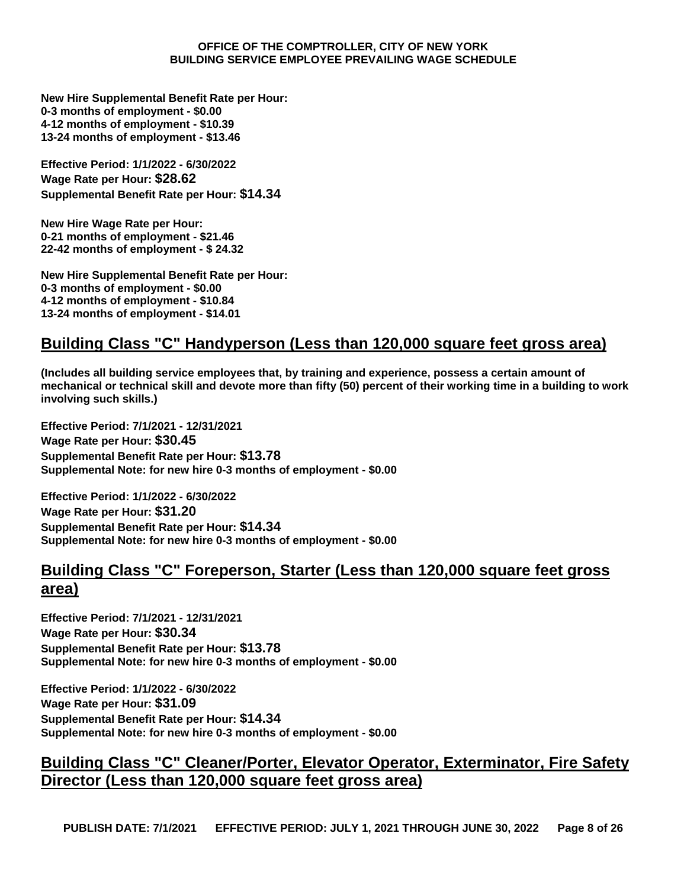**New Hire Supplemental Benefit Rate per Hour:**
**0-3 months of employment - $0.00**
**4-12 months of employment - $10.39**
**13-24 months of employment - $13.46**

**Effective Period: 1/1/2022 - 6/30/2022**
**Wage Rate per Hour: $28.62**
**Supplemental Benefit Rate per Hour: $14.34**

**New Hire Wage Rate per Hour:**
**0-21 months of employment - $21.46**
**22-42 months of employment - $ 24.32**

**New Hire Supplemental Benefit Rate per Hour:**
**0-3 months of employment - $0.00**
**4-12 months of employment - $10.84**
**13-24 months of employment - $14.01**

## Building Class "C" Handyperson (Less than 120,000 square feet gross area)

**(Includes all building service employees that, by training and experience, possess a certain amount of mechanical or technical skill and devote more than fifty (50) percent of their working time in a building to work involving such skills.)**

**Effective Period: 7/1/2021 - 12/31/2021**
**Wage Rate per Hour: $30.45**
**Supplemental Benefit Rate per Hour: $13.78**
**Supplemental Note: for new hire 0-3 months of employment - $0.00**

**Effective Period: 1/1/2022 - 6/30/2022**
**Wage Rate per Hour: $31.20**
**Supplemental Benefit Rate per Hour: $14.34**
**Supplemental Note: for new hire 0-3 months of employment - $0.00**

## Building Class "C" Foreperson, Starter (Less than 120,000 square feet gross area)

**Effective Period: 7/1/2021 - 12/31/2021**
**Wage Rate per Hour: $30.34**
**Supplemental Benefit Rate per Hour: $13.78**
**Supplemental Note: for new hire 0-3 months of employment - $0.00**

**Effective Period: 1/1/2022 - 6/30/2022**
**Wage Rate per Hour: $31.09**
**Supplemental Benefit Rate per Hour: $14.34**
**Supplemental Note: for new hire 0-3 months of employment - $0.00**

## Building Class "C" Cleaner/Porter, Elevator Operator, Exterminator, Fire Safety Director (Less than 120,000 square feet gross area)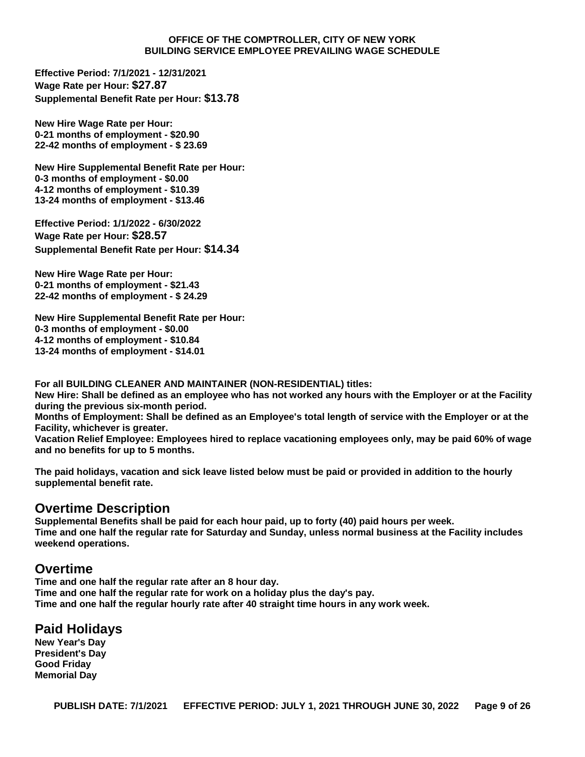**Effective Period: 7/1/2021 - 12/31/2021**
**Wage Rate per Hour: $27.87**
**Supplemental Benefit Rate per Hour: $13.78**

**New Hire Wage Rate per Hour:**
**0-21 months of employment - $20.90**
**22-42 months of employment - $ 23.69**

**New Hire Supplemental Benefit Rate per Hour:**
**0-3 months of employment - $0.00**
**4-12 months of employment - $10.39**
**13-24 months of employment - $13.46**

**Effective Period: 1/1/2022 - 6/30/2022**
**Wage Rate per Hour: $28.57**
**Supplemental Benefit Rate per Hour: $14.34**

**New Hire Wage Rate per Hour:**
**0-21 months of employment - $21.43**
**22-42 months of employment - $ 24.29**

**New Hire Supplemental Benefit Rate per Hour:**
**0-3 months of employment - $0.00**
**4-12 months of employment - $10.84**
**13-24 months of employment - $14.01**

**For all BUILDING CLEANER AND MAINTAINER (NON-RESIDENTIAL) titles:**
**New Hire: Shall be defined as an employee who has not worked any hours with the Employer or at the Facility during the previous six-month period.**
**Months of Employment: Shall be defined as an Employee's total length of service with the Employer or at the Facility, whichever is greater.**
**Vacation Relief Employee: Employees hired to replace vacationing employees only, may be paid 60% of wage and no benefits for up to 5 months.**

**The paid holidays, vacation and sick leave listed below must be paid or provided in addition to the hourly supplemental benefit rate.**

## Overtime Description

**Supplemental Benefits shall be paid for each hour paid, up to forty (40) paid hours per week.**
**Time and one half the regular rate for Saturday and Sunday, unless normal business at the Facility includes weekend operations.**

## Overtime

**Time and one half the regular rate after an 8 hour day.**
**Time and one half the regular rate for work on a holiday plus the day's pay.**
**Time and one half the regular hourly rate after 40 straight time hours in any work week.**

## Paid Holidays

**New Year's Day**
**President's Day**
**Good Friday**
**Memorial Day**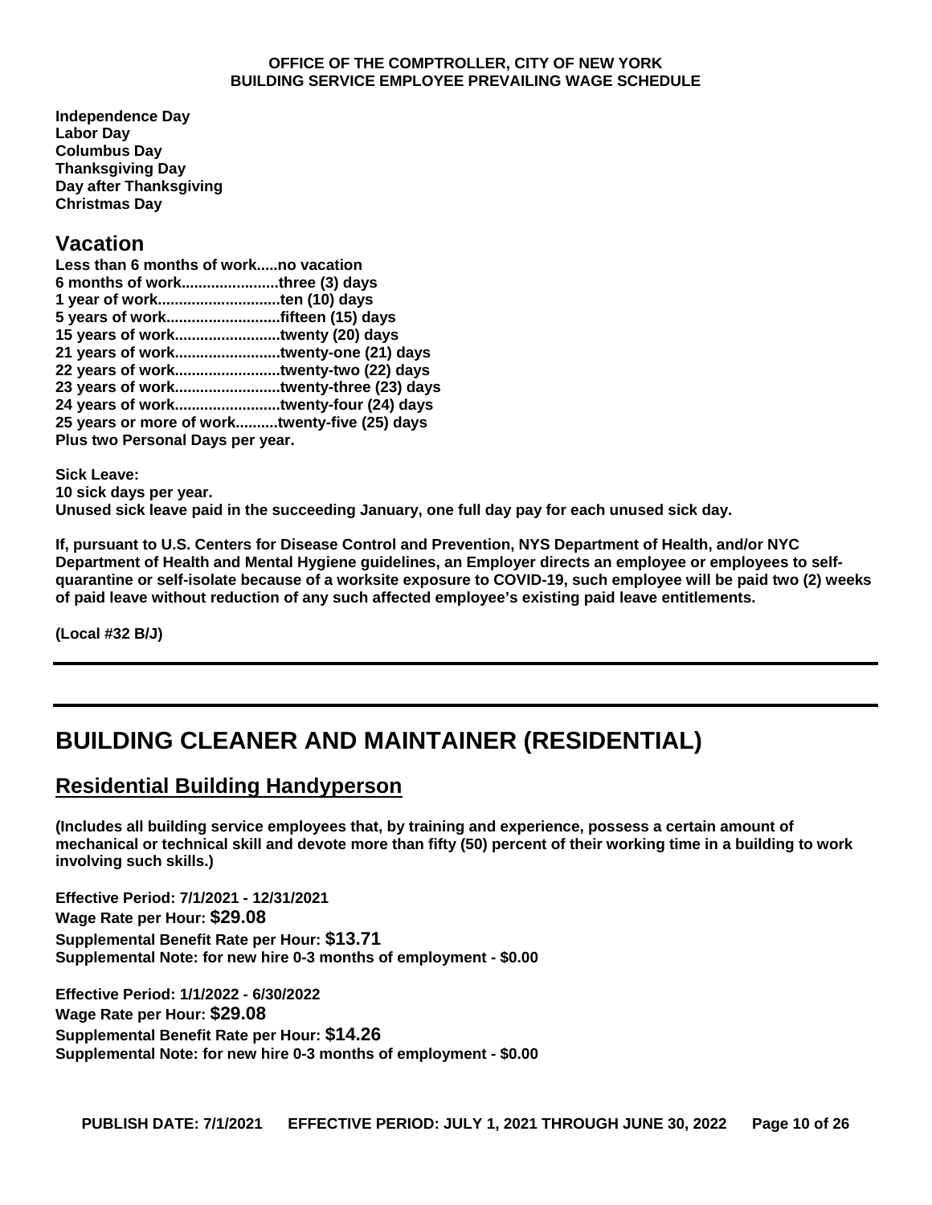**Independence Day**
**Labor Day**
**Columbus Day**
**Thanksgiving Day**
**Day after Thanksgiving**
**Christmas Day**

## Vacation

**Less than 6 months of work.....no vacation**
**6 months of work......................three (3) days**
**1 year of work............................ten (10) days**
**5 years of work..........................fifteen (15) days**
**15 years of work........................twenty (20) days**
**21 years of work........................twenty-one (21) days**
**22 years of work........................twenty-two (22) days**
**23 years of work........................twenty-three (23) days**
**24 years of work........................twenty-four (24) days**
**25 years or more of work..........twenty-five (25) days**
**Plus two Personal Days per year.**

**Sick Leave:**
**10 sick days per year.**
**Unused sick leave paid in the succeeding January, one full day pay for each unused sick day.**

**If, pursuant to U.S. Centers for Disease Control and Prevention, NYS Department of Health, and/or NYC Department of Health and Mental Hygiene guidelines, an Employer directs an employee or employees to self-quarantine or self-isolate because of a worksite exposure to COVID-19, such employee will be paid two (2) weeks of paid leave without reduction of any such affected employee's existing paid leave entitlements.**

**(Local #32 B/J)**

---

# BUILDING CLEANER AND MAINTAINER (RESIDENTIAL)

## Residential Building Handyperson

**(Includes all building service employees that, by training and experience, possess a certain amount of mechanical or technical skill and devote more than fifty (50) percent of their working time in a building to work involving such skills.)**

**Effective Period: 7/1/2021 - 12/31/2021**
**Wage Rate per Hour: $29.08**
**Supplemental Benefit Rate per Hour: $13.71**
**Supplemental Note: for new hire 0-3 months of employment - $0.00**

**Effective Period: 1/1/2022 - 6/30/2022**
**Wage Rate per Hour: $29.08**
**Supplemental Benefit Rate per Hour: $14.26**
**Supplemental Note: for new hire 0-3 months of employment - $0.00**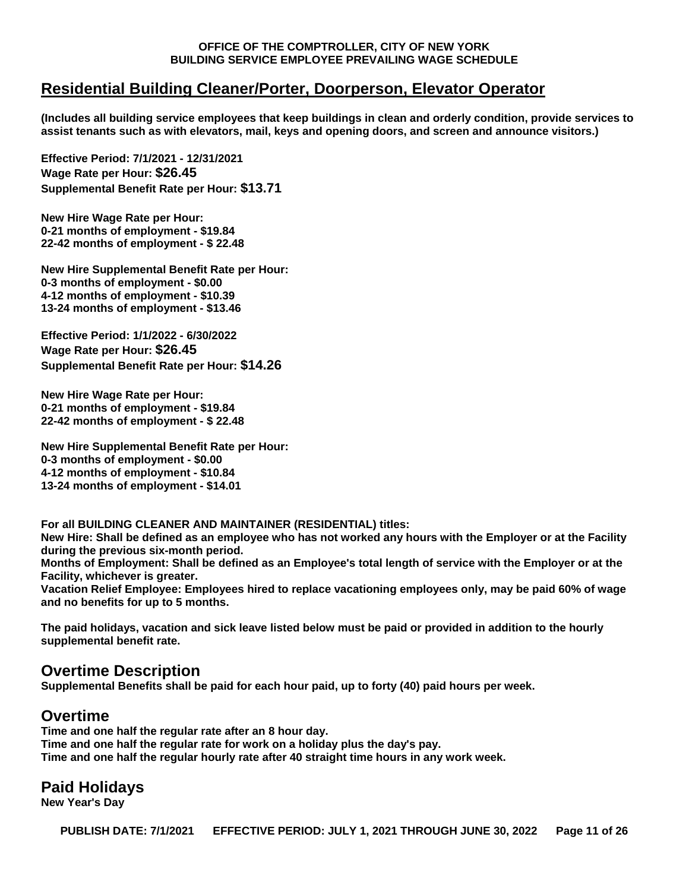## Residential Building Cleaner/Porter, Doorperson, Elevator Operator

**(Includes all building service employees that keep buildings in clean and orderly condition, provide services to assist tenants such as with elevators, mail, keys and opening doors, and screen and announce visitors.)**

**Effective Period: 7/1/2021 - 12/31/2021**
**Wage Rate per Hour: $26.45**
**Supplemental Benefit Rate per Hour: $13.71**

**New Hire Wage Rate per Hour:**
**0-21 months of employment - $19.84**
**22-42 months of employment - $ 22.48**

**New Hire Supplemental Benefit Rate per Hour:**
**0-3 months of employment - $0.00**
**4-12 months of employment - $10.39**
**13-24 months of employment - $13.46**

**Effective Period: 1/1/2022 - 6/30/2022**
**Wage Rate per Hour: $26.45**
**Supplemental Benefit Rate per Hour: $14.26**

**New Hire Wage Rate per Hour:**
**0-21 months of employment - $19.84**
**22-42 months of employment - $ 22.48**

**New Hire Supplemental Benefit Rate per Hour:**
**0-3 months of employment - $0.00**
**4-12 months of employment - $10.84**
**13-24 months of employment - $14.01**

**For all BUILDING CLEANER AND MAINTAINER (RESIDENTIAL) titles:**
**New Hire: Shall be defined as an employee who has not worked any hours with the Employer or at the Facility during the previous six-month period.**
**Months of Employment: Shall be defined as an Employee's total length of service with the Employer or at the Facility, whichever is greater.**
**Vacation Relief Employee: Employees hired to replace vacationing employees only, may be paid 60% of wage and no benefits for up to 5 months.**

**The paid holidays, vacation and sick leave listed below must be paid or provided in addition to the hourly supplemental benefit rate.**

## Overtime Description

**Supplemental Benefits shall be paid for each hour paid, up to forty (40) paid hours per week.**

## Overtime

**Time and one half the regular rate after an 8 hour day.**
**Time and one half the regular rate for work on a holiday plus the day's pay.**
**Time and one half the regular hourly rate after 40 straight time hours in any work week.**

## Paid Holidays

**New Year's Day**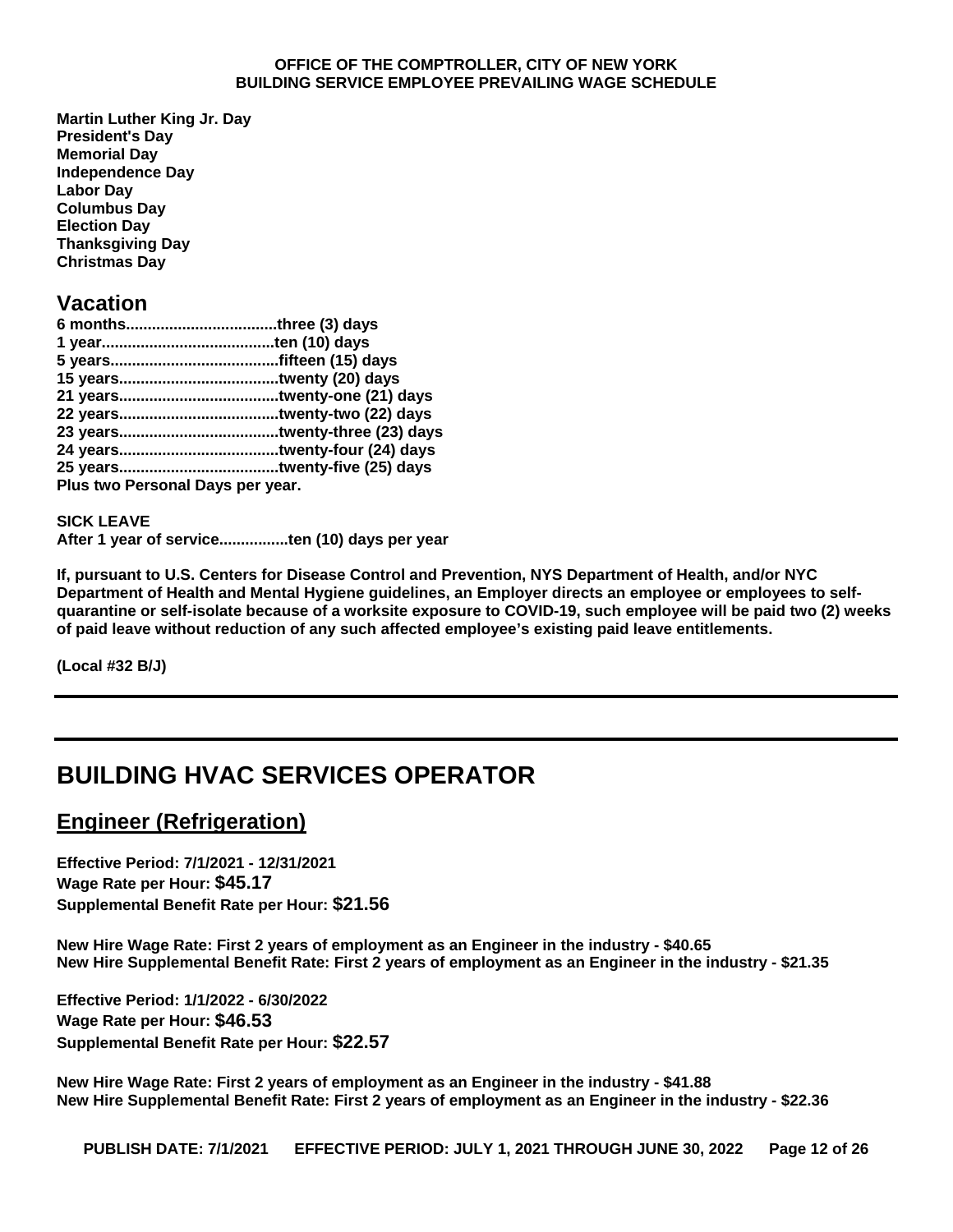**Martin Luther King Jr. Day**
**President's Day**
**Memorial Day**
**Independence Day**
**Labor Day**
**Columbus Day**
**Election Day**
**Thanksgiving Day**
**Christmas Day**

## Vacation

**6 months..................................three (3) days**
**1 year.......................................ten (10) days**
**5 years......................................fifteen (15) days**
**15 years....................................twenty (20) days**
**21 years....................................twenty-one (21) days**
**22 years....................................twenty-two (22) days**
**23 years....................................twenty-three (23) days**
**24 years....................................twenty-four (24) days**
**25 years....................................twenty-five (25) days**
**Plus two Personal Days per year.**

**SICK LEAVE**
**After 1 year of service................ten (10) days per year**

**If, pursuant to U.S. Centers for Disease Control and Prevention, NYS Department of Health, and/or NYC Department of Health and Mental Hygiene guidelines, an Employer directs an employee or employees to self-quarantine or self-isolate because of a worksite exposure to COVID-19, such employee will be paid two (2) weeks of paid leave without reduction of any such affected employee's existing paid leave entitlements.**

**(Local #32 B/J)**

---

# BUILDING HVAC SERVICES OPERATOR

## Engineer (Refrigeration)

**Effective Period: 7/1/2021 - 12/31/2021**
**Wage Rate per Hour: $45.17**
**Supplemental Benefit Rate per Hour: $21.56**

**New Hire Wage Rate: First 2 years of employment as an Engineer in the industry - $40.65**
**New Hire Supplemental Benefit Rate: First 2 years of employment as an Engineer in the industry - $21.35**

**Effective Period: 1/1/2022 - 6/30/2022**
**Wage Rate per Hour: $46.53**
**Supplemental Benefit Rate per Hour: $22.57**

**New Hire Wage Rate: First 2 years of employment as an Engineer in the industry - $41.88**
**New Hire Supplemental Benefit Rate: First 2 years of employment as an Engineer in the industry - $22.36**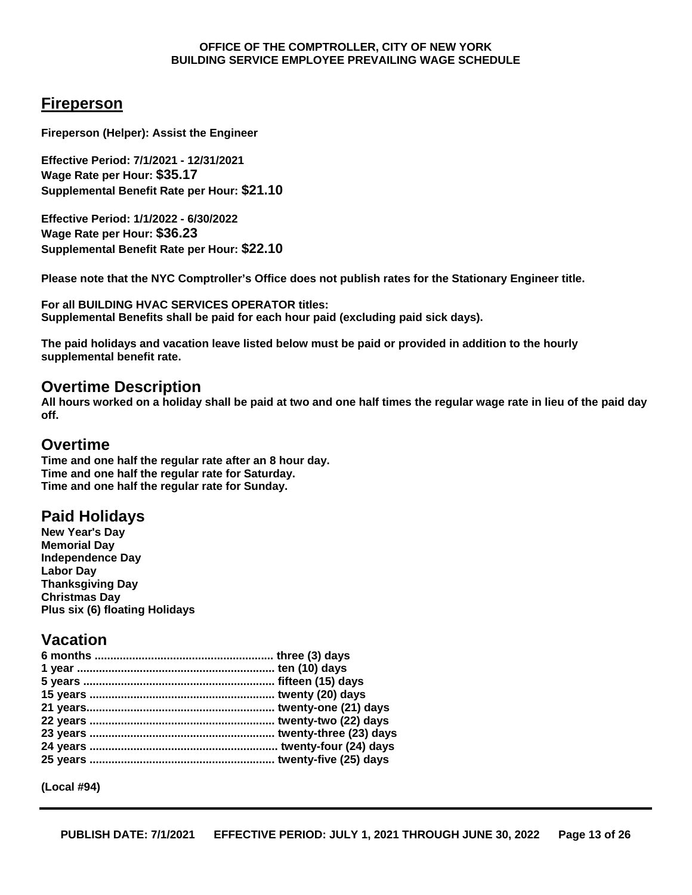## Fireperson

**Fireperson (Helper): Assist the Engineer**

**Effective Period: 7/1/2021 - 12/31/2021**
**Wage Rate per Hour: $35.17**
**Supplemental Benefit Rate per Hour: $21.10**

**Effective Period: 1/1/2022 - 6/30/2022**
**Wage Rate per Hour: $36.23**
**Supplemental Benefit Rate per Hour: $22.10**

**Please note that the NYC Comptroller's Office does not publish rates for the Stationary Engineer title.**

**For all BUILDING HVAC SERVICES OPERATOR titles:**
**Supplemental Benefits shall be paid for each hour paid (excluding paid sick days).**

**The paid holidays and vacation leave listed below must be paid or provided in addition to the hourly supplemental benefit rate.**

## Overtime Description

**All hours worked on a holiday shall be paid at two and one half times the regular wage rate in lieu of the paid day off.**

## Overtime

**Time and one half the regular rate after an 8 hour day.**
**Time and one half the regular rate for Saturday.**
**Time and one half the regular rate for Sunday.**

## Paid Holidays

**New Year's Day**
**Memorial Day**
**Independence Day**
**Labor Day**
**Thanksgiving Day**
**Christmas Day**
**Plus six (6) floating Holidays**

## Vacation

**6 months ........................................................ three (3) days**
**1 year .............................................................. ten (10) days**
**5 years ............................................................ fifteen (15) days**
**15 years .......................................................... twenty (20) days**
**21 years........................................................... twenty-one (21) days**
**22 years .......................................................... twenty-two (22) days**
**23 years .......................................................... twenty-three (23) days**
**24 years ........................................................... twenty-four (24) days**
**25 years .......................................................... twenty-five (25) days**

**(Local #94)**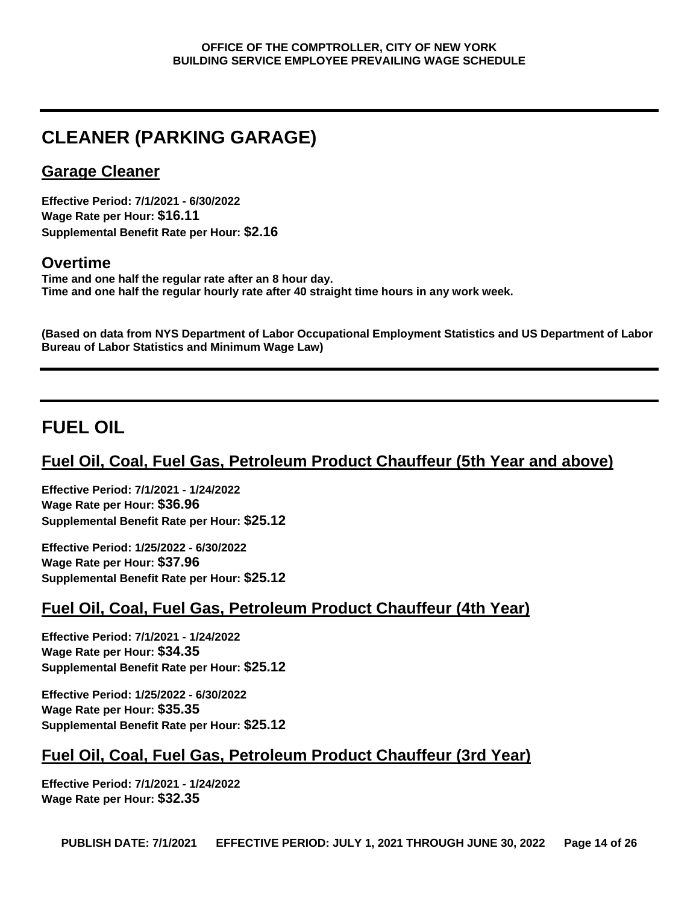# CLEANER (PARKING GARAGE)

## Garage Cleaner

**Effective Period: 7/1/2021 - 6/30/2022**
**Wage Rate per Hour: $16.11**
**Supplemental Benefit Rate per Hour: $2.16**

### Overtime

**Time and one half the regular rate after an 8 hour day.**
**Time and one half the regular hourly rate after 40 straight time hours in any work week.**

**(Based on data from NYS Department of Labor Occupational Employment Statistics and US Department of Labor Bureau of Labor Statistics and Minimum Wage Law)**

# FUEL OIL

## Fuel Oil, Coal, Fuel Gas, Petroleum Product Chauffeur (5th Year and above)

**Effective Period: 7/1/2021 - 1/24/2022**
**Wage Rate per Hour: $36.96**
**Supplemental Benefit Rate per Hour: $25.12**

**Effective Period: 1/25/2022 - 6/30/2022**
**Wage Rate per Hour: $37.96**
**Supplemental Benefit Rate per Hour: $25.12**

## Fuel Oil, Coal, Fuel Gas, Petroleum Product Chauffeur (4th Year)

**Effective Period: 7/1/2021 - 1/24/2022**
**Wage Rate per Hour: $34.35**
**Supplemental Benefit Rate per Hour: $25.12**

**Effective Period: 1/25/2022 - 6/30/2022**
**Wage Rate per Hour: $35.35**
**Supplemental Benefit Rate per Hour: $25.12**

## Fuel Oil, Coal, Fuel Gas, Petroleum Product Chauffeur (3rd Year)

**Effective Period: 7/1/2021 - 1/24/2022**
**Wage Rate per Hour: $32.35**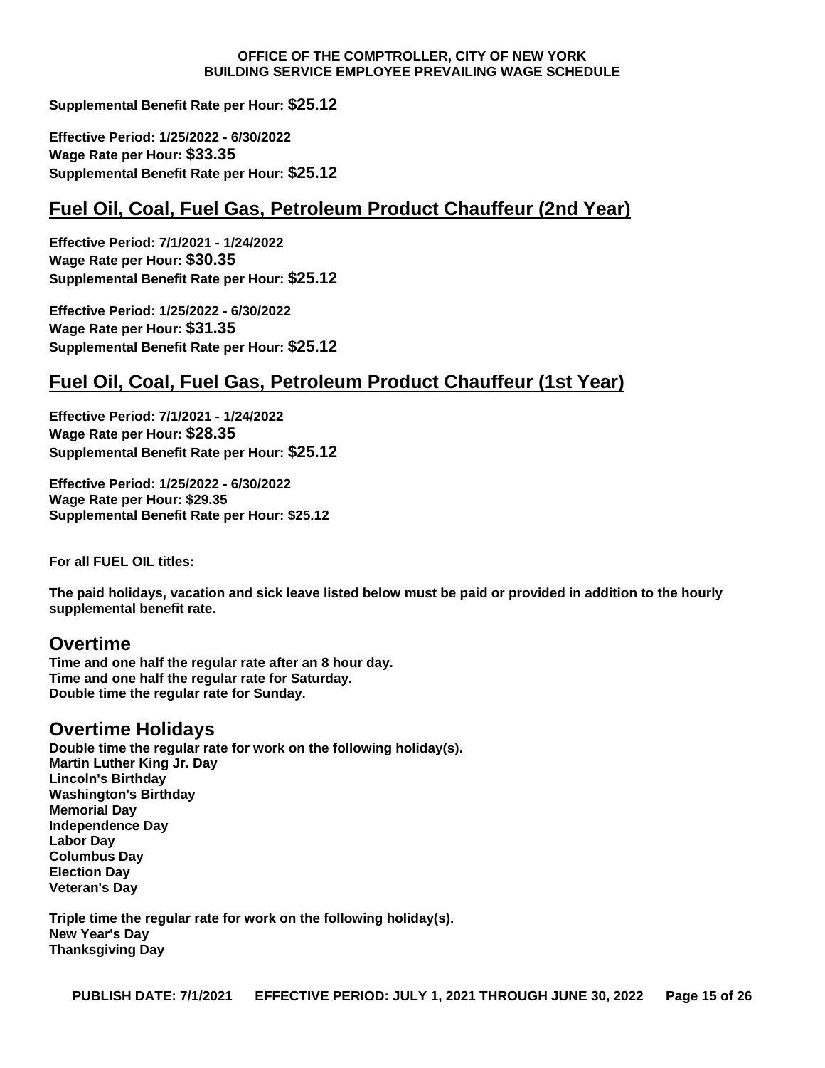**Supplemental Benefit Rate per Hour: $25.12**

**Effective Period: 1/25/2022 - 6/30/2022**
**Wage Rate per Hour: $33.35**
**Supplemental Benefit Rate per Hour: $25.12**

## Fuel Oil, Coal, Fuel Gas, Petroleum Product Chauffeur (2nd Year)

**Effective Period: 7/1/2021 - 1/24/2022**
**Wage Rate per Hour: $30.35**
**Supplemental Benefit Rate per Hour: $25.12**

**Effective Period: 1/25/2022 - 6/30/2022**
**Wage Rate per Hour: $31.35**
**Supplemental Benefit Rate per Hour: $25.12**

## Fuel Oil, Coal, Fuel Gas, Petroleum Product Chauffeur (1st Year)

**Effective Period: 7/1/2021 - 1/24/2022**
**Wage Rate per Hour: $28.35**
**Supplemental Benefit Rate per Hour: $25.12**

**Effective Period: 1/25/2022 - 6/30/2022**
**Wage Rate per Hour: $29.35**
**Supplemental Benefit Rate per Hour: $25.12**

**For all FUEL OIL titles:**

**The paid holidays, vacation and sick leave listed below must be paid or provided in addition to the hourly supplemental benefit rate.**

### Overtime

**Time and one half the regular rate after an 8 hour day.**
**Time and one half the regular rate for Saturday.**
**Double time the regular rate for Sunday.**

### Overtime Holidays

**Double time the regular rate for work on the following holiday(s).**
**Martin Luther King Jr. Day**
**Lincoln's Birthday**
**Washington's Birthday**
**Memorial Day**
**Independence Day**
**Labor Day**
**Columbus Day**
**Election Day**
**Veteran's Day**

**Triple time the regular rate for work on the following holiday(s).**
**New Year's Day**
**Thanksgiving Day**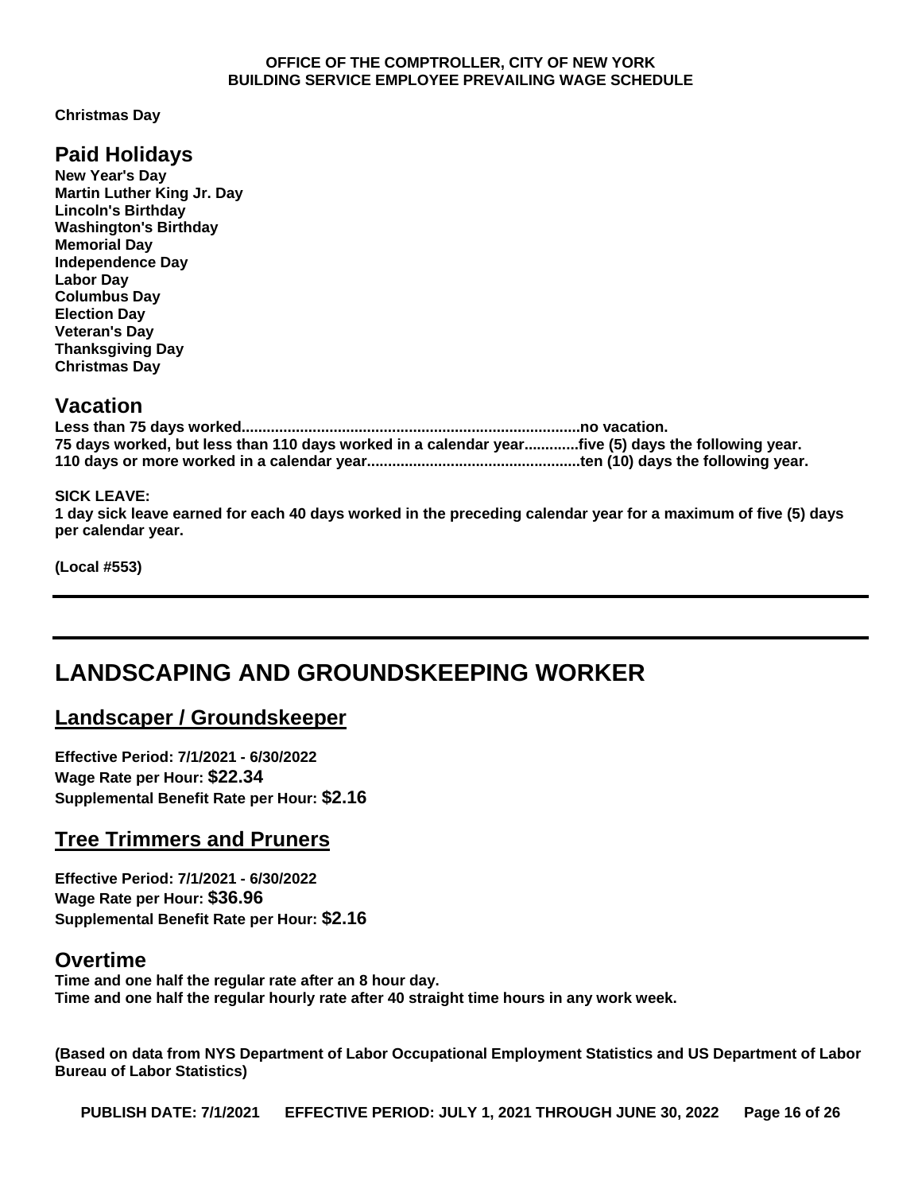**Christmas Day**

## Paid Holidays

**New Year's Day**
**Martin Luther King Jr. Day**
**Lincoln's Birthday**
**Washington's Birthday**
**Memorial Day**
**Independence Day**
**Labor Day**
**Columbus Day**
**Election Day**
**Veteran's Day**
**Thanksgiving Day**
**Christmas Day**

## Vacation

**Less than 75 days worked................................................................................no vacation.**
**75 days worked, but less than 110 days worked in a calendar year.............five (5) days the following year.**
**110 days or more worked in a calendar year..................................................ten (10) days the following year.**

**SICK LEAVE:**
**1 day sick leave earned for each 40 days worked in the preceding calendar year for a maximum of five (5) days per calendar year.**

**(Local #553)**

---

# LANDSCAPING AND GROUNDSKEEPING WORKER

## Landscaper / Groundskeeper

**Effective Period: 7/1/2021 - 6/30/2022**
**Wage Rate per Hour: $22.34**
**Supplemental Benefit Rate per Hour: $2.16**

## Tree Trimmers and Pruners

**Effective Period: 7/1/2021 - 6/30/2022**
**Wage Rate per Hour: $36.96**
**Supplemental Benefit Rate per Hour: $2.16**

## Overtime

**Time and one half the regular rate after an 8 hour day.**
**Time and one half the regular hourly rate after 40 straight time hours in any work week.**

**(Based on data from NYS Department of Labor Occupational Employment Statistics and US Department of Labor Bureau of Labor Statistics)**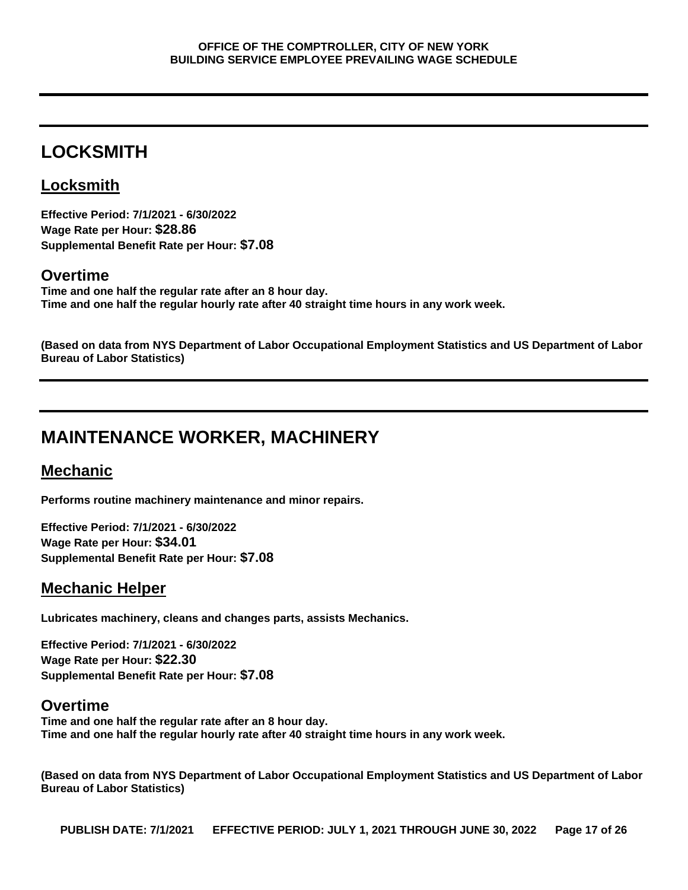# LOCKSMITH

## Locksmith

**Effective Period: 7/1/2021 - 6/30/2022**
**Wage Rate per Hour: $28.86**
**Supplemental Benefit Rate per Hour: $7.08**

### Overtime

**Time and one half the regular rate after an 8 hour day.**
**Time and one half the regular hourly rate after 40 straight time hours in any work week.**

**(Based on data from NYS Department of Labor Occupational Employment Statistics and US Department of Labor Bureau of Labor Statistics)**

# MAINTENANCE WORKER, MACHINERY

## Mechanic

**Performs routine machinery maintenance and minor repairs.**

**Effective Period: 7/1/2021 - 6/30/2022**
**Wage Rate per Hour: $34.01**
**Supplemental Benefit Rate per Hour: $7.08**

## Mechanic Helper

**Lubricates machinery, cleans and changes parts, assists Mechanics.**

**Effective Period: 7/1/2021 - 6/30/2022**
**Wage Rate per Hour: $22.30**
**Supplemental Benefit Rate per Hour: $7.08**

### Overtime

**Time and one half the regular rate after an 8 hour day.**
**Time and one half the regular hourly rate after 40 straight time hours in any work week.**

**(Based on data from NYS Department of Labor Occupational Employment Statistics and US Department of Labor Bureau of Labor Statistics)**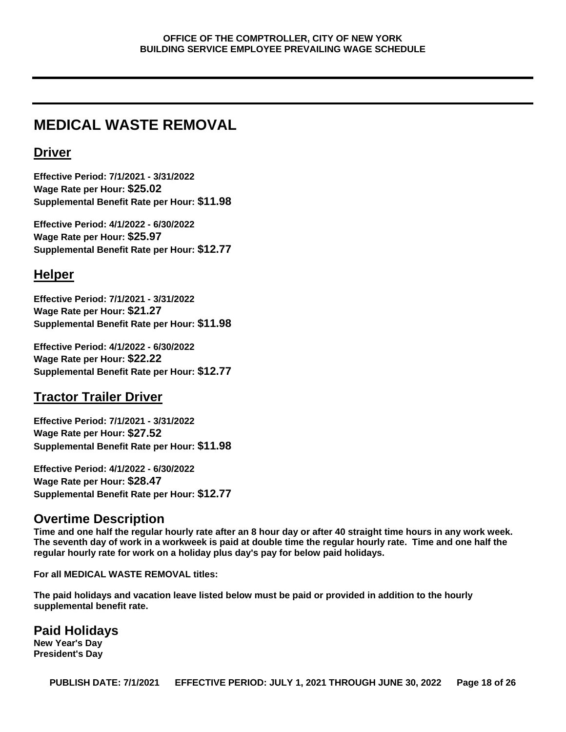# MEDICAL WASTE REMOVAL

## Driver

**Effective Period: 7/1/2021 - 3/31/2022**
**Wage Rate per Hour: $25.02**
**Supplemental Benefit Rate per Hour: $11.98**

**Effective Period: 4/1/2022 - 6/30/2022**
**Wage Rate per Hour: $25.97**
**Supplemental Benefit Rate per Hour: $12.77**

## Helper

**Effective Period: 7/1/2021 - 3/31/2022**
**Wage Rate per Hour: $21.27**
**Supplemental Benefit Rate per Hour: $11.98**

**Effective Period: 4/1/2022 - 6/30/2022**
**Wage Rate per Hour: $22.22**
**Supplemental Benefit Rate per Hour: $12.77**

## Tractor Trailer Driver

**Effective Period: 7/1/2021 - 3/31/2022**
**Wage Rate per Hour: $27.52**
**Supplemental Benefit Rate per Hour: $11.98**

**Effective Period: 4/1/2022 - 6/30/2022**
**Wage Rate per Hour: $28.47**
**Supplemental Benefit Rate per Hour: $12.77**

## Overtime Description

**Time and one half the regular hourly rate after an 8 hour day or after 40 straight time hours in any work week. The seventh day of work in a workweek is paid at double time the regular hourly rate. Time and one half the regular hourly rate for work on a holiday plus day's pay for below paid holidays.**

**For all MEDICAL WASTE REMOVAL titles:**

**The paid holidays and vacation leave listed below must be paid or provided in addition to the hourly supplemental benefit rate.**

## Paid Holidays

**New Year's Day**
**President's Day**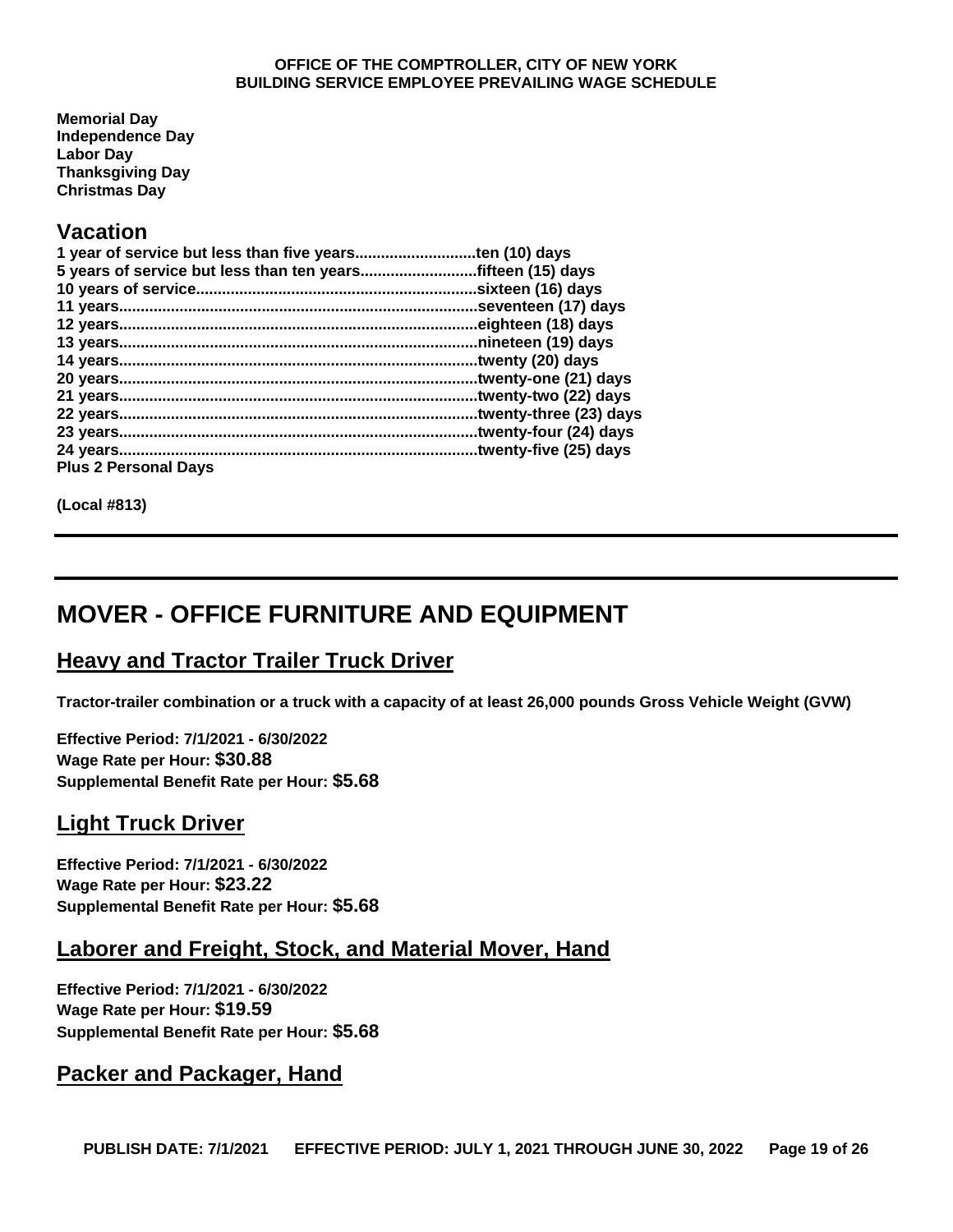**Memorial Day**
**Independence Day**
**Labor Day**
**Thanksgiving Day**
**Christmas Day**

## Vacation

**1 year of service but less than five years...........................ten (10) days**
**5 years of service but less than ten years..........................fifteen (15) days**
**10 years of service................................................................sixteen (16) days**
**11 years..................................................................................seventeen (17) days**
**12 years..................................................................................eighteen (18) days**
**13 years..................................................................................nineteen (19) days**
**14 years..................................................................................twenty (20) days**
**20 years..................................................................................twenty-one (21) days**
**21 years..................................................................................twenty-two (22) days**
**22 years..................................................................................twenty-three (23) days**
**23 years..................................................................................twenty-four (24) days**
**24 years..................................................................................twenty-five (25) days**
**Plus 2 Personal Days**

**(Local #813)**

---

# MOVER - OFFICE FURNITURE AND EQUIPMENT

## Heavy and Tractor Trailer Truck Driver

**Tractor-trailer combination or a truck with a capacity of at least 26,000 pounds Gross Vehicle Weight (GVW)**

**Effective Period: 7/1/2021 - 6/30/2022**
**Wage Rate per Hour: $30.88**
**Supplemental Benefit Rate per Hour: $5.68**

## Light Truck Driver

**Effective Period: 7/1/2021 - 6/30/2022**
**Wage Rate per Hour: $23.22**
**Supplemental Benefit Rate per Hour: $5.68**

## Laborer and Freight, Stock, and Material Mover, Hand

**Effective Period: 7/1/2021 - 6/30/2022**
**Wage Rate per Hour: $19.59**
**Supplemental Benefit Rate per Hour: $5.68**

## Packer and Packager, Hand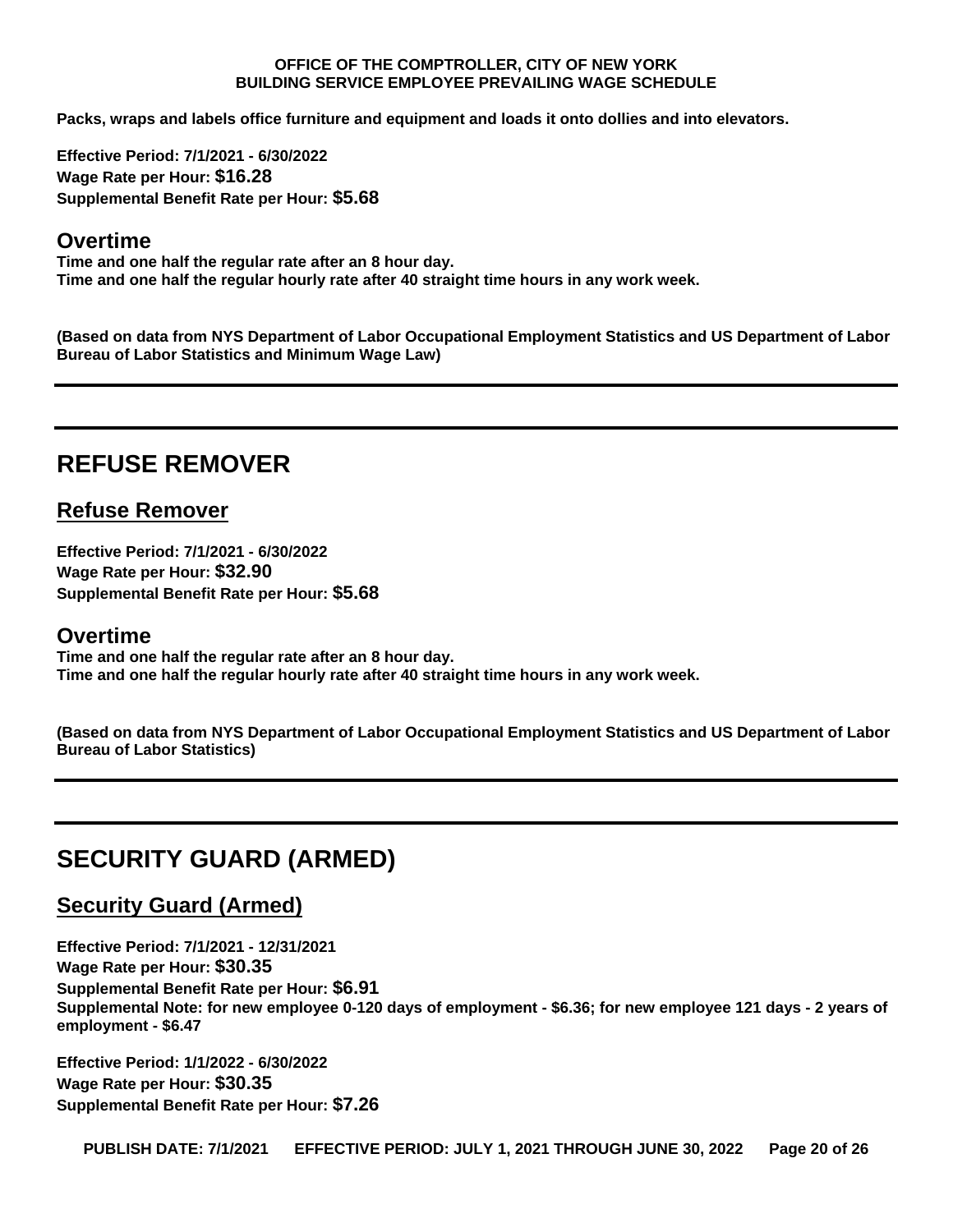**Packs, wraps and labels office furniture and equipment and loads it onto dollies and into elevators.**

**Effective Period: 7/1/2021 - 6/30/2022**
**Wage Rate per Hour: $16.28**
**Supplemental Benefit Rate per Hour: $5.68**

### Overtime

**Time and one half the regular rate after an 8 hour day.**
**Time and one half the regular hourly rate after 40 straight time hours in any work week.**

**(Based on data from NYS Department of Labor Occupational Employment Statistics and US Department of Labor Bureau of Labor Statistics and Minimum Wage Law)**

---

# REFUSE REMOVER

## Refuse Remover

**Effective Period: 7/1/2021 - 6/30/2022**
**Wage Rate per Hour: $32.90**
**Supplemental Benefit Rate per Hour: $5.68**

### Overtime

**Time and one half the regular rate after an 8 hour day.**
**Time and one half the regular hourly rate after 40 straight time hours in any work week.**

**(Based on data from NYS Department of Labor Occupational Employment Statistics and US Department of Labor Bureau of Labor Statistics)**

---

# SECURITY GUARD (ARMED)

## Security Guard (Armed)

**Effective Period: 7/1/2021 - 12/31/2021**
**Wage Rate per Hour: $30.35**
**Supplemental Benefit Rate per Hour: $6.91**
**Supplemental Note: for new employee 0-120 days of employment - $6.36; for new employee 121 days - 2 years of employment - $6.47**

**Effective Period: 1/1/2022 - 6/30/2022**
**Wage Rate per Hour: $30.35**
**Supplemental Benefit Rate per Hour: $7.26**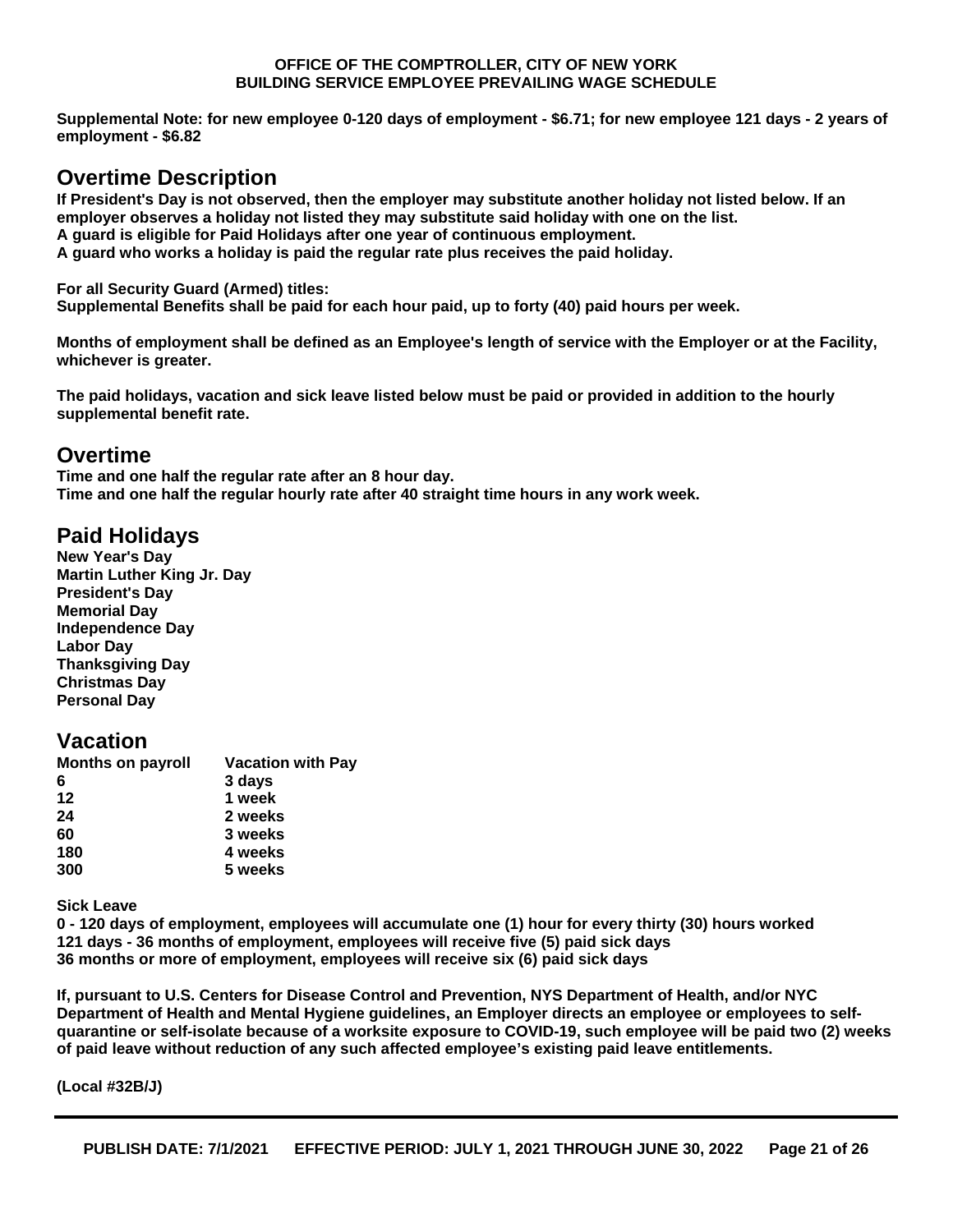**Supplemental Note: for new employee 0-120 days of employment - $6.71; for new employee 121 days - 2 years of employment - $6.82**

## Overtime Description

**If President's Day is not observed, then the employer may substitute another holiday not listed below. If an employer observes a holiday not listed they may substitute said holiday with one on the list.**
**A guard is eligible for Paid Holidays after one year of continuous employment.**
**A guard who works a holiday is paid the regular rate plus receives the paid holiday.**

**For all Security Guard (Armed) titles:**
**Supplemental Benefits shall be paid for each hour paid, up to forty (40) paid hours per week.**

**Months of employment shall be defined as an Employee's length of service with the Employer or at the Facility, whichever is greater.**

**The paid holidays, vacation and sick leave listed below must be paid or provided in addition to the hourly supplemental benefit rate.**

## Overtime

**Time and one half the regular rate after an 8 hour day.**
**Time and one half the regular hourly rate after 40 straight time hours in any work week.**

## Paid Holidays

**New Year's Day**
**Martin Luther King Jr. Day**
**President's Day**
**Memorial Day**
**Independence Day**
**Labor Day**
**Thanksgiving Day**
**Christmas Day**
**Personal Day**

## Vacation

| Months on payroll | Vacation with Pay |
|---|---|
| 6 | 3 days |
| 12 | 1 week |
| 24 | 2 weeks |
| 60 | 3 weeks |
| 180 | 4 weeks |
| 300 | 5 weeks |

**Sick Leave**
**0 - 120 days of employment, employees will accumulate one (1) hour for every thirty (30) hours worked**
**121 days - 36 months of employment, employees will receive five (5) paid sick days**
**36 months or more of employment, employees will receive six (6) paid sick days**

**If, pursuant to U.S. Centers for Disease Control and Prevention, NYS Department of Health, and/or NYC Department of Health and Mental Hygiene guidelines, an Employer directs an employee or employees to self-quarantine or self-isolate because of a worksite exposure to COVID-19, such employee will be paid two (2) weeks of paid leave without reduction of any such affected employee's existing paid leave entitlements.**

**(Local #32B/J)**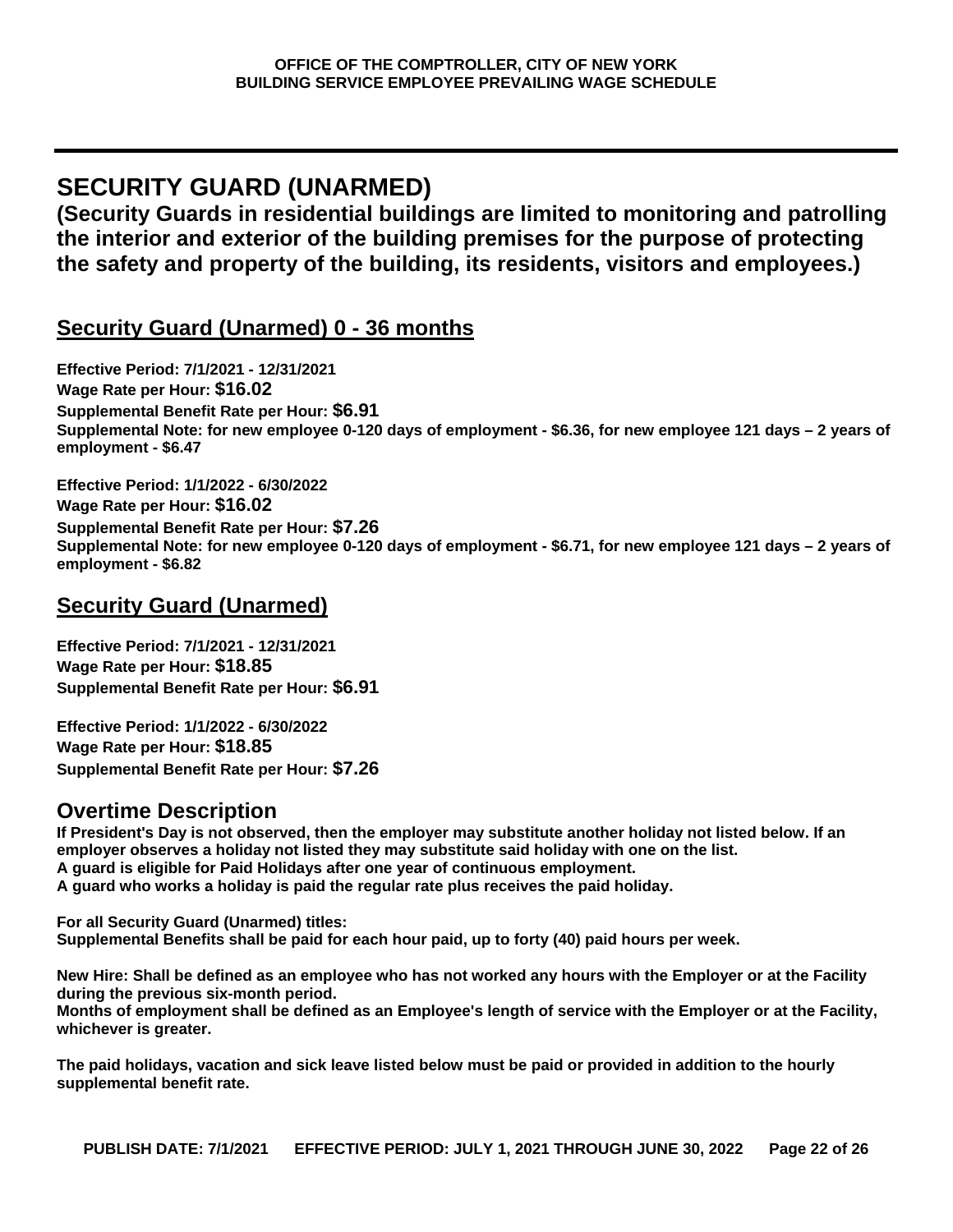# SECURITY GUARD (UNARMED)

**(Security Guards in residential buildings are limited to monitoring and patrolling the interior and exterior of the building premises for the purpose of protecting the safety and property of the building, its residents, visitors and employees.)**

## Security Guard (Unarmed) 0 - 36 months

**Effective Period: 7/1/2021 - 12/31/2021**
**Wage Rate per Hour: $16.02**
**Supplemental Benefit Rate per Hour: $6.91**
**Supplemental Note: for new employee 0-120 days of employment - $6.36, for new employee 121 days – 2 years of employment - $6.47**

**Effective Period: 1/1/2022 - 6/30/2022**
**Wage Rate per Hour: $16.02**
**Supplemental Benefit Rate per Hour: $7.26**
**Supplemental Note: for new employee 0-120 days of employment - $6.71, for new employee 121 days – 2 years of employment - $6.82**

## Security Guard (Unarmed)

**Effective Period: 7/1/2021 - 12/31/2021**
**Wage Rate per Hour: $18.85**
**Supplemental Benefit Rate per Hour: $6.91**

**Effective Period: 1/1/2022 - 6/30/2022**
**Wage Rate per Hour: $18.85**
**Supplemental Benefit Rate per Hour: $7.26**

## Overtime Description

**If President's Day is not observed, then the employer may substitute another holiday not listed below. If an employer observes a holiday not listed they may substitute said holiday with one on the list.**
**A guard is eligible for Paid Holidays after one year of continuous employment.**
**A guard who works a holiday is paid the regular rate plus receives the paid holiday.**

**For all Security Guard (Unarmed) titles:**
**Supplemental Benefits shall be paid for each hour paid, up to forty (40) paid hours per week.**

**New Hire: Shall be defined as an employee who has not worked any hours with the Employer or at the Facility during the previous six-month period.**
**Months of employment shall be defined as an Employee's length of service with the Employer or at the Facility, whichever is greater.**

**The paid holidays, vacation and sick leave listed below must be paid or provided in addition to the hourly supplemental benefit rate.**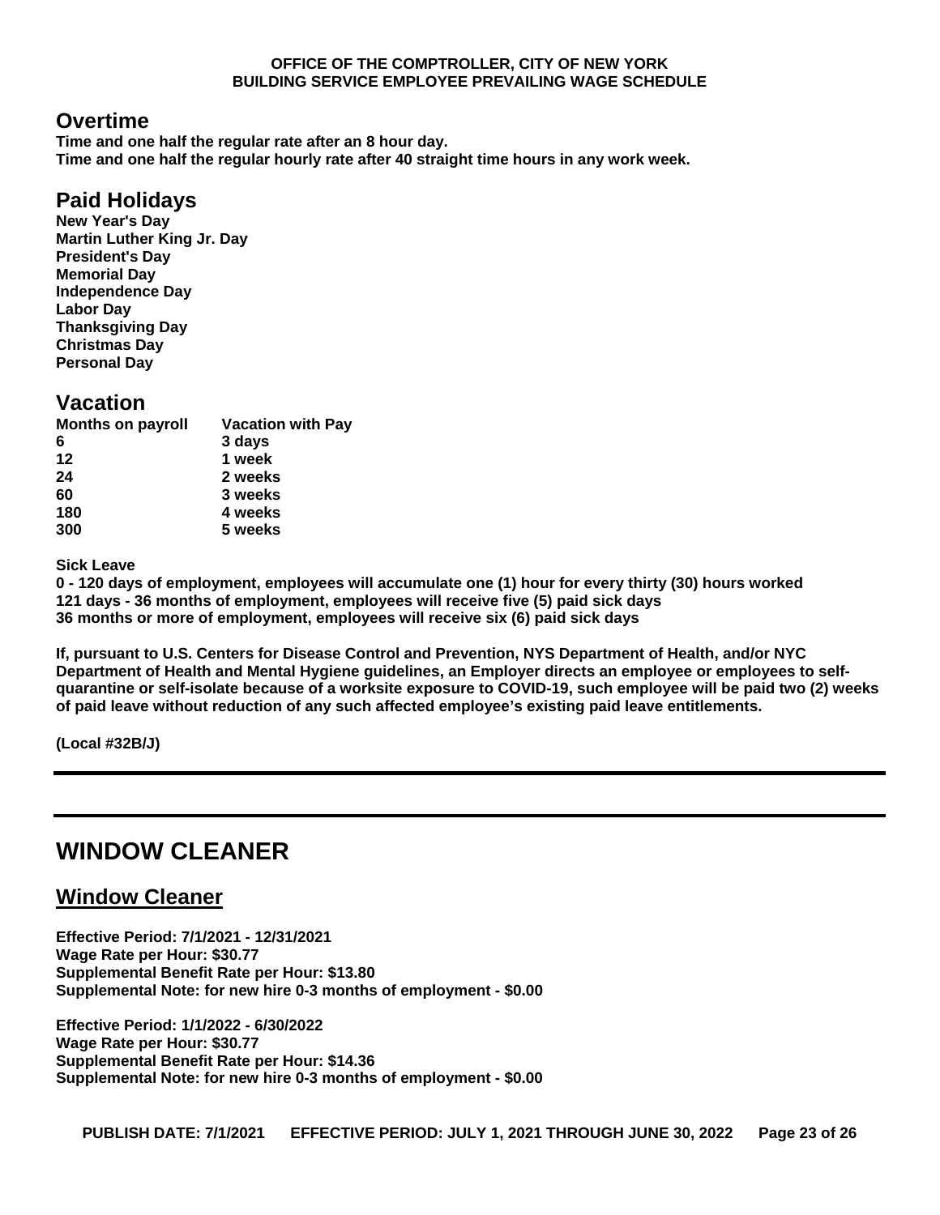## Overtime

**Time and one half the regular rate after an 8 hour day.**
**Time and one half the regular hourly rate after 40 straight time hours in any work week.**

## Paid Holidays

**New Year's Day**
**Martin Luther King Jr. Day**
**President's Day**
**Memorial Day**
**Independence Day**
**Labor Day**
**Thanksgiving Day**
**Christmas Day**
**Personal Day**

## Vacation

| Months on payroll | Vacation with Pay |
|---|---|
| 6 | 3 days |
| 12 | 1 week |
| 24 | 2 weeks |
| 60 | 3 weeks |
| 180 | 4 weeks |
| 300 | 5 weeks |

**Sick Leave**
**0 - 120 days of employment, employees will accumulate one (1) hour for every thirty (30) hours worked**
**121 days - 36 months of employment, employees will receive five (5) paid sick days**
**36 months or more of employment, employees will receive six (6) paid sick days**

**If, pursuant to U.S. Centers for Disease Control and Prevention, NYS Department of Health, and/or NYC Department of Health and Mental Hygiene guidelines, an Employer directs an employee or employees to self-quarantine or self-isolate because of a worksite exposure to COVID-19, such employee will be paid two (2) weeks of paid leave without reduction of any such affected employee's existing paid leave entitlements.**

**(Local #32B/J)**

---

# WINDOW CLEANER

## Window Cleaner

**Effective Period: 7/1/2021 - 12/31/2021**
**Wage Rate per Hour: $30.77**
**Supplemental Benefit Rate per Hour: $13.80**
**Supplemental Note: for new hire 0-3 months of employment - $0.00**

**Effective Period: 1/1/2022 - 6/30/2022**
**Wage Rate per Hour: $30.77**
**Supplemental Benefit Rate per Hour: $14.36**
**Supplemental Note: for new hire 0-3 months of employment - $0.00**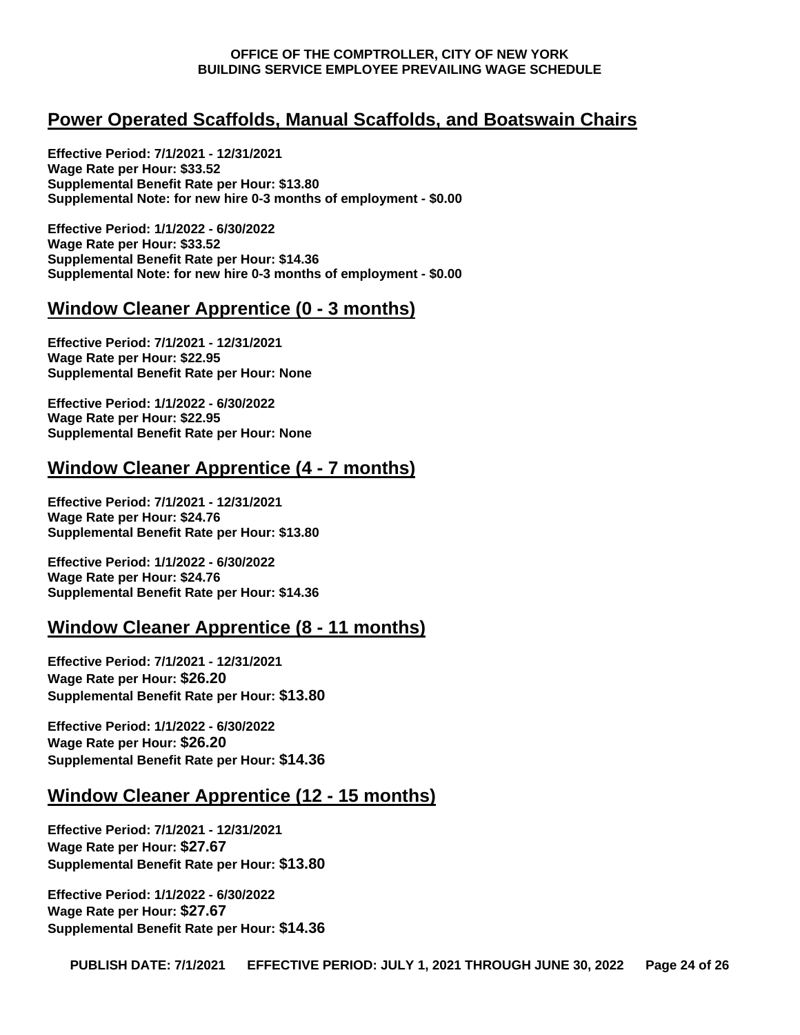## Power Operated Scaffolds, Manual Scaffolds, and Boatswain Chairs

**Effective Period: 7/1/2021 - 12/31/2021**
**Wage Rate per Hour: $33.52**
**Supplemental Benefit Rate per Hour: $13.80**
**Supplemental Note: for new hire 0-3 months of employment - $0.00**

**Effective Period: 1/1/2022 - 6/30/2022**
**Wage Rate per Hour: $33.52**
**Supplemental Benefit Rate per Hour: $14.36**
**Supplemental Note: for new hire 0-3 months of employment - $0.00**

## Window Cleaner Apprentice (0 - 3 months)

**Effective Period: 7/1/2021 - 12/31/2021**
**Wage Rate per Hour: $22.95**
**Supplemental Benefit Rate per Hour: None**

**Effective Period: 1/1/2022 - 6/30/2022**
**Wage Rate per Hour: $22.95**
**Supplemental Benefit Rate per Hour: None**

## Window Cleaner Apprentice (4 - 7 months)

**Effective Period: 7/1/2021 - 12/31/2021**
**Wage Rate per Hour: $24.76**
**Supplemental Benefit Rate per Hour: $13.80**

**Effective Period: 1/1/2022 - 6/30/2022**
**Wage Rate per Hour: $24.76**
**Supplemental Benefit Rate per Hour: $14.36**

## Window Cleaner Apprentice (8 - 11 months)

**Effective Period: 7/1/2021 - 12/31/2021**
**Wage Rate per Hour: $26.20**
**Supplemental Benefit Rate per Hour: $13.80**

**Effective Period: 1/1/2022 - 6/30/2022**
**Wage Rate per Hour: $26.20**
**Supplemental Benefit Rate per Hour: $14.36**

## Window Cleaner Apprentice (12 - 15 months)

**Effective Period: 7/1/2021 - 12/31/2021**
**Wage Rate per Hour: $27.67**
**Supplemental Benefit Rate per Hour: $13.80**

**Effective Period: 1/1/2022 - 6/30/2022**
**Wage Rate per Hour: $27.67**
**Supplemental Benefit Rate per Hour: $14.36**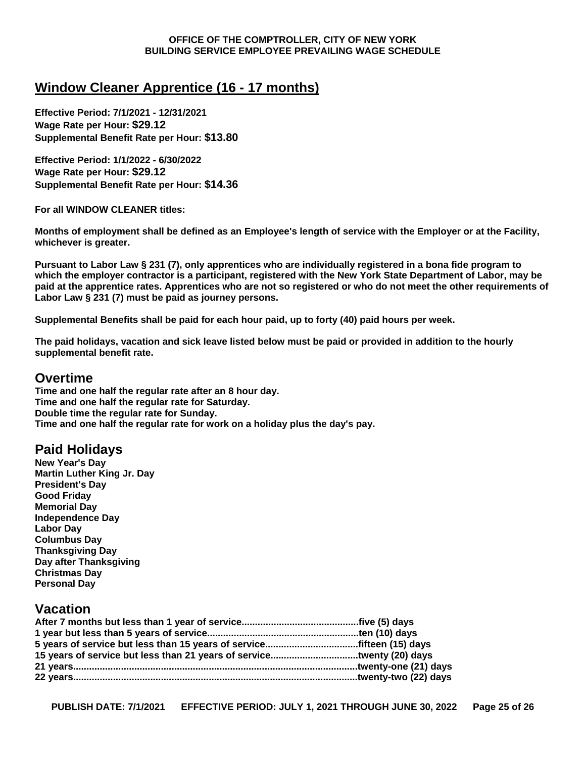## Window Cleaner Apprentice (16 - 17 months)

**Effective Period: 7/1/2021 - 12/31/2021**
**Wage Rate per Hour: $29.12**
**Supplemental Benefit Rate per Hour: $13.80**

**Effective Period: 1/1/2022 - 6/30/2022**
**Wage Rate per Hour: $29.12**
**Supplemental Benefit Rate per Hour: $14.36**

**For all WINDOW CLEANER titles:**

**Months of employment shall be defined as an Employee's length of service with the Employer or at the Facility, whichever is greater.**

**Pursuant to Labor Law § 231 (7), only apprentices who are individually registered in a bona fide program to which the employer contractor is a participant, registered with the New York State Department of Labor, may be paid at the apprentice rates. Apprentices who are not so registered or who do not meet the other requirements of Labor Law § 231 (7) must be paid as journey persons.**

**Supplemental Benefits shall be paid for each hour paid, up to forty (40) paid hours per week.**

**The paid holidays, vacation and sick leave listed below must be paid or provided in addition to the hourly supplemental benefit rate.**

## Overtime

**Time and one half the regular rate after an 8 hour day.**
**Time and one half the regular rate for Saturday.**
**Double time the regular rate for Sunday.**
**Time and one half the regular rate for work on a holiday plus the day's pay.**

## Paid Holidays

**New Year's Day**
**Martin Luther King Jr. Day**
**President's Day**
**Good Friday**
**Memorial Day**
**Independence Day**
**Labor Day**
**Columbus Day**
**Thanksgiving Day**
**Day after Thanksgiving**
**Christmas Day**
**Personal Day**

## Vacation

**After 7 months but less than 1 year of service............................................five (5) days**
**1 year but less than 5 years of service.........................................................ten (10) days**
**5 years of service but less than 15 years of service...................................fifteen (15) days**
**15 years of service but less than 21 years of service.................................twenty (20) days**
**21 years..........................................................................................................twenty-one (21) days**
**22 years..........................................................................................................twenty-two (22) days**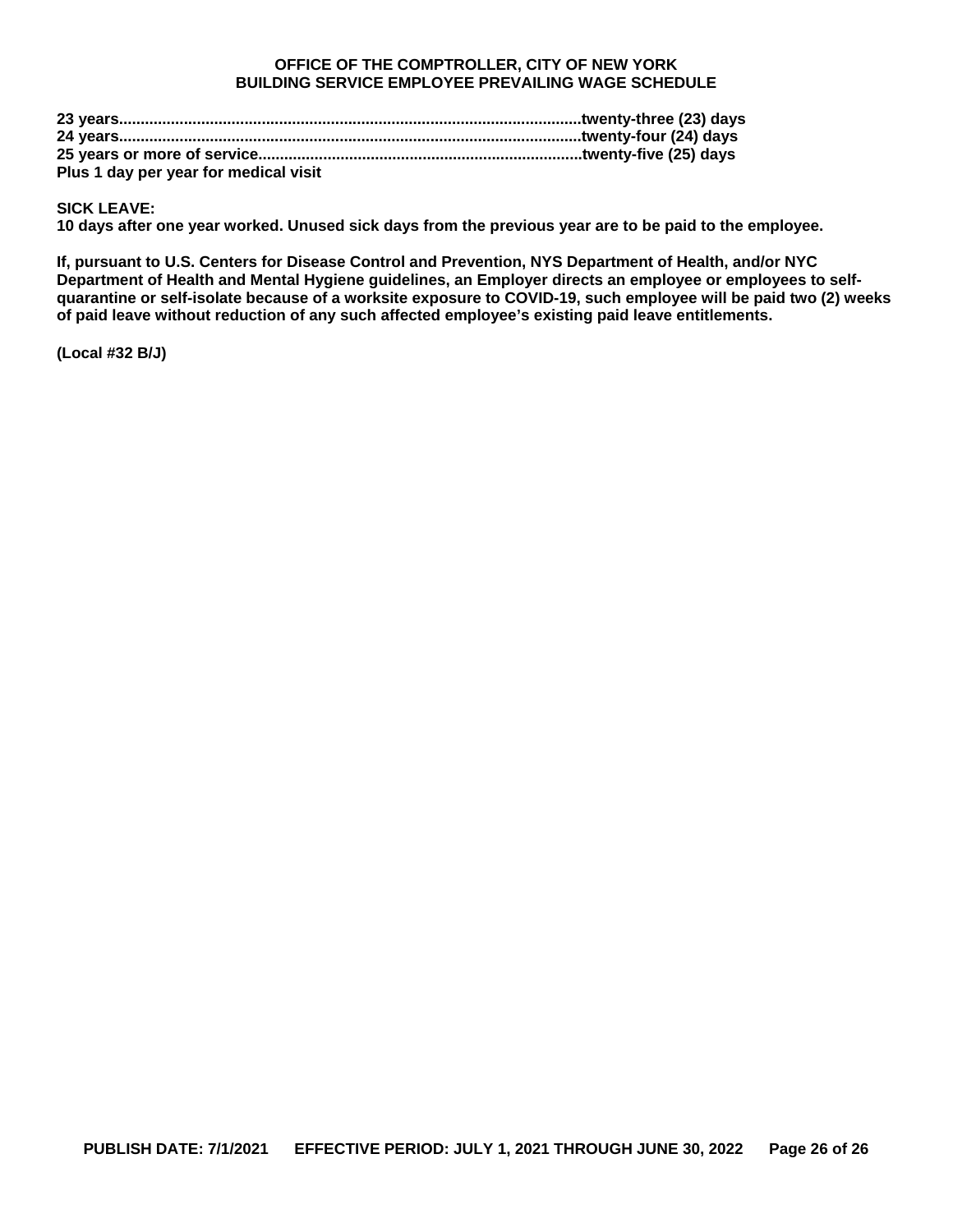**23 years..........................................................................................................twenty-three (23) days**
**24 years..........................................................................................................twenty-four (24) days**
**25 years or more of service..........................................................................twenty-five (25) days**
**Plus 1 day per year for medical visit**

**SICK LEAVE:**
**10 days after one year worked. Unused sick days from the previous year are to be paid to the employee.**

**If, pursuant to U.S. Centers for Disease Control and Prevention, NYS Department of Health, and/or NYC Department of Health and Mental Hygiene guidelines, an Employer directs an employee or employees to self-quarantine or self-isolate because of a worksite exposure to COVID-19, such employee will be paid two (2) weeks of paid leave without reduction of any such affected employee's existing paid leave entitlements.**

**(Local #32 B/J)**